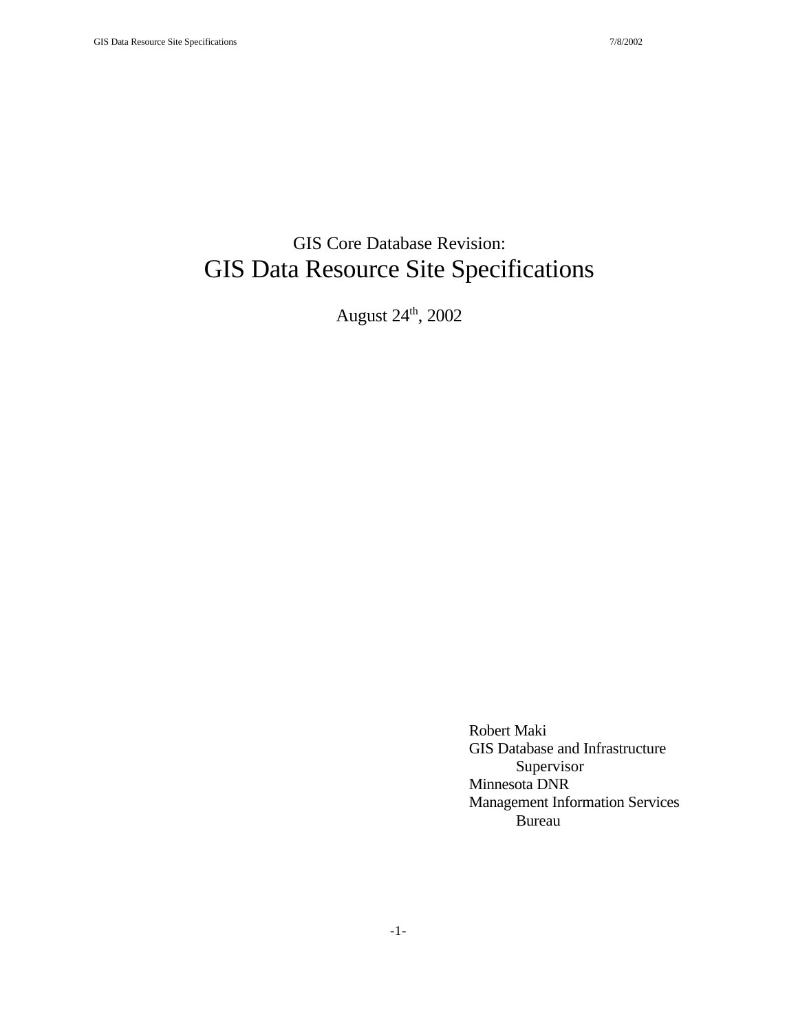GIS Core Database Revision:

# GIS Data Resource Site Specifications

August 24th, 2002

Robert Maki
GIS Database and Infrastructure Supervisor
Minnesota DNR
Management Information Services Bureau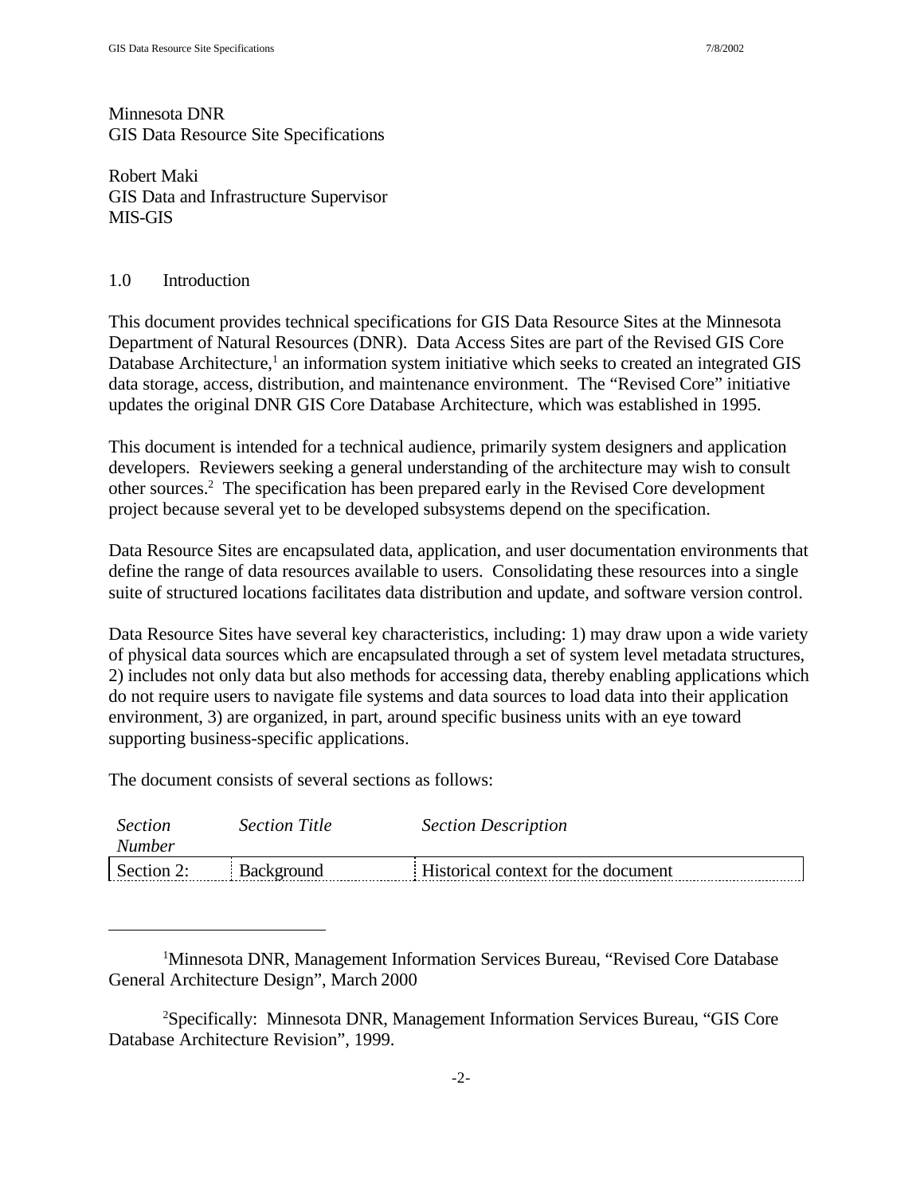Minnesota DNR
GIS Data Resource Site Specifications

Robert Maki
GIS Data and Infrastructure Supervisor
MIS-GIS

## 1.0 Introduction

This document provides technical specifications for GIS Data Resource Sites at the Minnesota Department of Natural Resources (DNR). Data Access Sites are part of the Revised GIS Core Database Architecture,[1] an information system initiative which seeks to created an integrated GIS data storage, access, distribution, and maintenance environment. The "Revised Core" initiative updates the original DNR GIS Core Database Architecture, which was established in 1995.

This document is intended for a technical audience, primarily system designers and application developers. Reviewers seeking a general understanding of the architecture may wish to consult other sources.[2] The specification has been prepared early in the Revised Core development project because several yet to be developed subsystems depend on the specification.

Data Resource Sites are encapsulated data, application, and user documentation environments that define the range of data resources available to users. Consolidating these resources into a single suite of structured locations facilitates data distribution and update, and software version control.

Data Resource Sites have several key characteristics, including: 1) may draw upon a wide variety of physical data sources which are encapsulated through a set of system level metadata structures, 2) includes not only data but also methods for accessing data, thereby enabling applications which do not require users to navigate file systems and data sources to load data into their application environment, 3) are organized, in part, around specific business units with an eye toward supporting business-specific applications.

The document consists of several sections as follows:

| *Section Number* | *Section Title* | *Section Description* |
|---|---|---|
| Section 2: | Background | Historical context for the document |

[1] Minnesota DNR, Management Information Services Bureau, "Revised Core Database General Architecture Design", March 2000

[2] Specifically: Minnesota DNR, Management Information Services Bureau, "GIS Core Database Architecture Revision", 1999.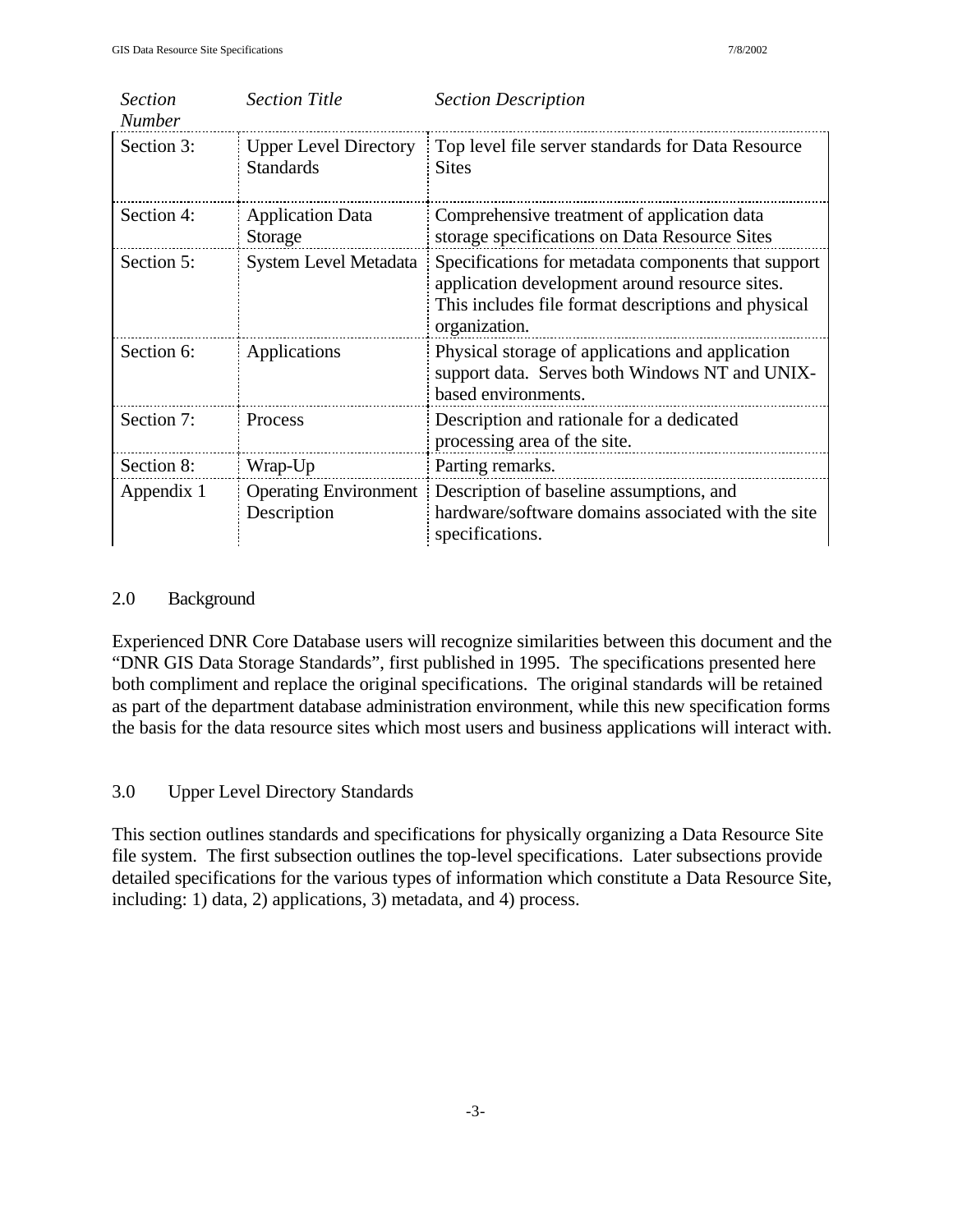| *Section Number* | *Section Title* | *Section Description* |
|---|---|---|
| Section 3: | Upper Level Directory Standards | Top level file server standards for Data Resource Sites |
| Section 4: | Application Data Storage | Comprehensive treatment of application data storage specifications on Data Resource Sites |
| Section 5: | System Level Metadata | Specifications for metadata components that support application development around resource sites. This includes file format descriptions and physical organization. |
| Section 6: | Applications | Physical storage of applications and application support data. Serves both Windows NT and UNIX-based environments. |
| Section 7: | Process | Description and rationale for a dedicated processing area of the site. |
| Section 8: | Wrap-Up | Parting remarks. |
| Appendix 1 | Operating Environment Description | Description of baseline assumptions, and hardware/software domains associated with the site specifications. |

## 2.0 Background

Experienced DNR Core Database users will recognize similarities between this document and the "DNR GIS Data Storage Standards", first published in 1995. The specifications presented here both compliment and replace the original specifications. The original standards will be retained as part of the department database administration environment, while this new specification forms the basis for the data resource sites which most users and business applications will interact with.

## 3.0 Upper Level Directory Standards

This section outlines standards and specifications for physically organizing a Data Resource Site file system. The first subsection outlines the top-level specifications. Later subsections provide detailed specifications for the various types of information which constitute a Data Resource Site, including: 1) data, 2) applications, 3) metadata, and 4) process.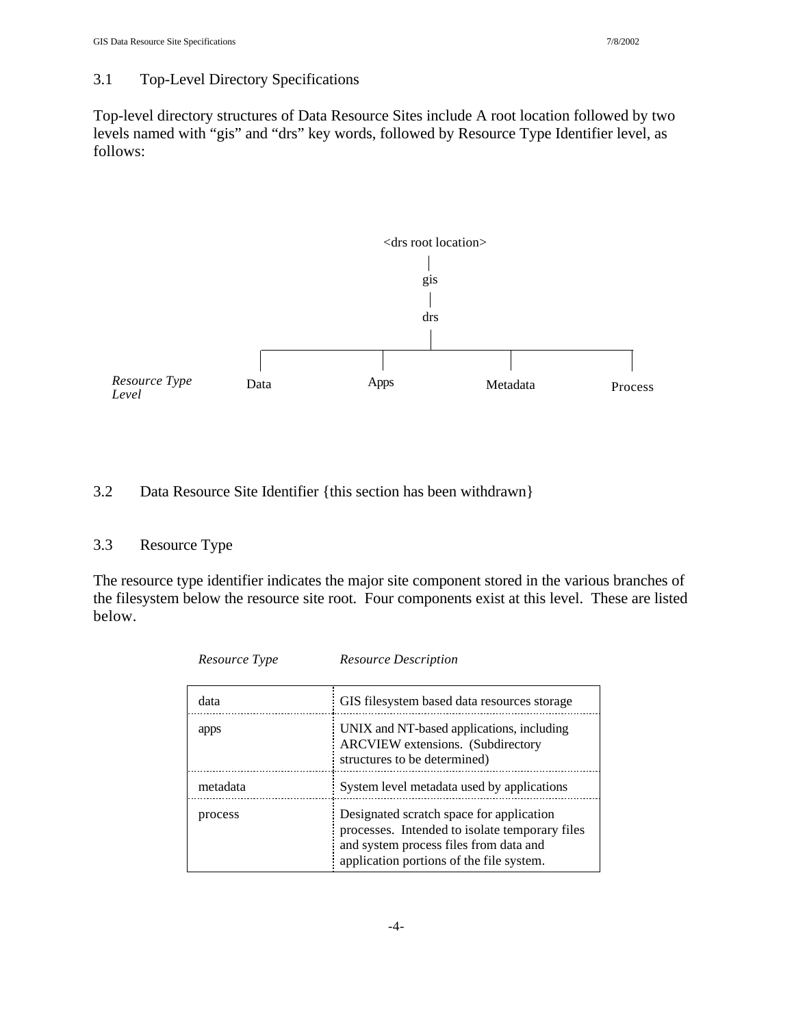## 3.1 Top-Level Directory Specifications

Top-level directory structures of Data Resource Sites include A root location followed by two levels named with "gis" and "drs" key words, followed by Resource Type Identifier level, as follows:

```
                    <drs root location>
                            |
                           gis
                            |
                           drs
                            |
        ---------------------------------------------
        |           |               |               |
Resource Type
Level  Data        Apps         Metadata         Process
```

## 3.2 Data Resource Site Identifier {this section has been withdrawn}

## 3.3 Resource Type

The resource type identifier indicates the major site component stored in the various branches of the filesystem below the resource site root. Four components exist at this level. These are listed below.

| *Resource Type* | *Resource Description* |
|---|---|
| data | GIS filesystem based data resources storage |
| apps | UNIX and NT-based applications, including ARCVIEW extensions. (Subdirectory structures to be determined) |
| metadata | System level metadata used by applications |
| process | Designated scratch space for application processes. Intended to isolate temporary files and system process files from data and application portions of the file system. |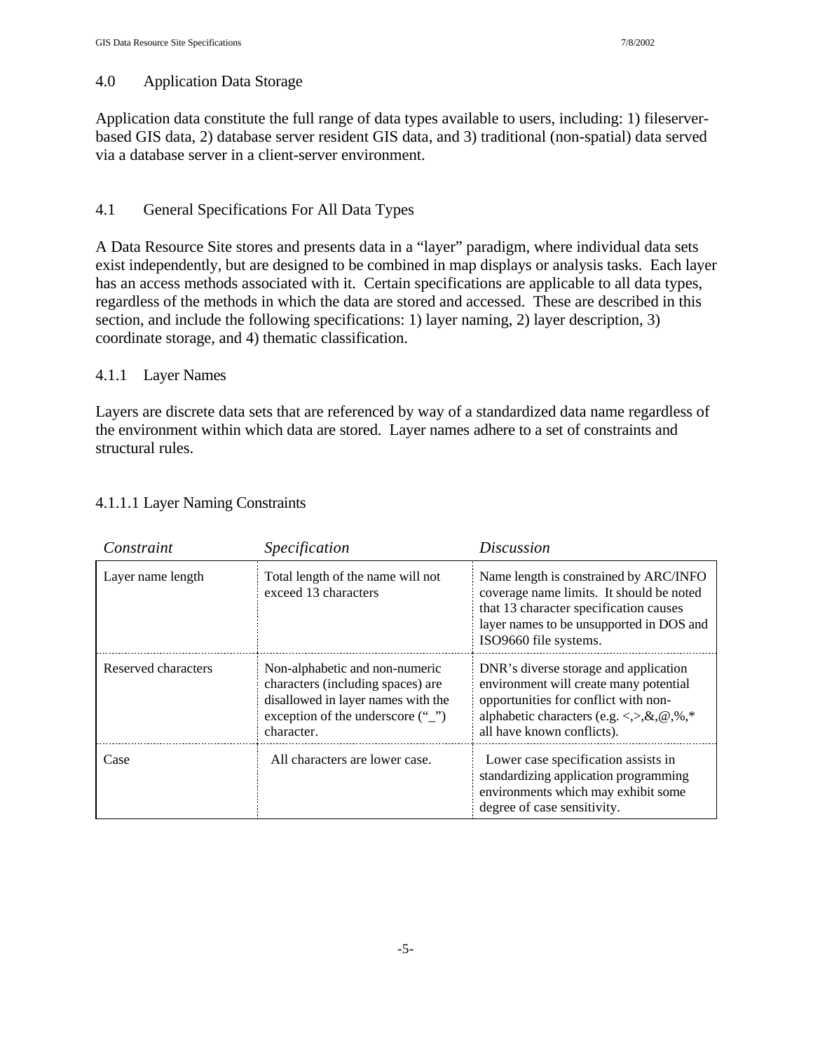## 4.0 Application Data Storage

Application data constitute the full range of data types available to users, including: 1) fileserver-based GIS data, 2) database server resident GIS data, and 3) traditional (non-spatial) data served via a database server in a client-server environment.

## 4.1 General Specifications For All Data Types

A Data Resource Site stores and presents data in a "layer" paradigm, where individual data sets exist independently, but are designed to be combined in map displays or analysis tasks. Each layer has an access methods associated with it. Certain specifications are applicable to all data types, regardless of the methods in which the data are stored and accessed. These are described in this section, and include the following specifications: 1) layer naming, 2) layer description, 3) coordinate storage, and 4) thematic classification.

### 4.1.1 Layer Names

Layers are discrete data sets that are referenced by way of a standardized data name regardless of the environment within which data are stored. Layer names adhere to a set of constraints and structural rules.

#### 4.1.1.1 Layer Naming Constraints

| *Constraint* | *Specification* | *Discussion* |
|---|---|---|
| Layer name length | Total length of the name will not exceed 13 characters | Name length is constrained by ARC/INFO coverage name limits. It should be noted that 13 character specification causes layer names to be unsupported in DOS and ISO9660 file systems. |
| Reserved characters | Non-alphabetic and non-numeric characters (including spaces) are disallowed in layer names with the exception of the underscore ("_") character. | DNR's diverse storage and application environment will create many potential opportunities for conflict with non-alphabetic characters (e.g. <,>,&,@,%,* all have known conflicts). |
| Case | All characters are lower case. | Lower case specification assists in standardizing application programming environments which may exhibit some degree of case sensitivity. |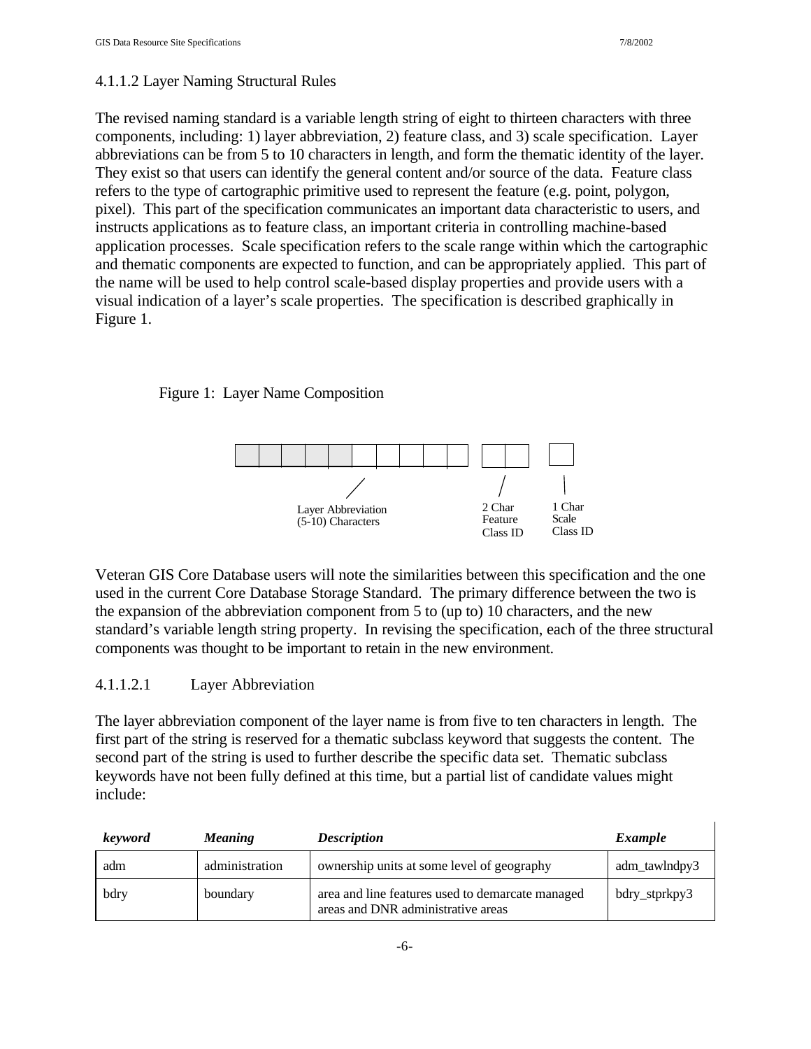4.1.1.2 Layer Naming Structural Rules

The revised naming standard is a variable length string of eight to thirteen characters with three components, including: 1) layer abbreviation, 2) feature class, and 3) scale specification. Layer abbreviations can be from 5 to 10 characters in length, and form the thematic identity of the layer. They exist so that users can identify the general content and/or source of the data. Feature class refers to the type of cartographic primitive used to represent the feature (e.g. point, polygon, pixel). This part of the specification communicates an important data characteristic to users, and instructs applications as to feature class, an important criteria in controlling machine-based application processes. Scale specification refers to the scale range within which the cartographic and thematic components are expected to function, and can be appropriately applied. This part of the name will be used to help control scale-based display properties and provide users with a visual indication of a layer's scale properties. The specification is described graphically in Figure 1.

Figure 1: Layer Name Composition

Layer Abbreviation (5-10) Characters

2 Char Feature Class ID

1 Char Scale Class ID

Veteran GIS Core Database users will note the similarities between this specification and the one used in the current Core Database Storage Standard. The primary difference between the two is the expansion of the abbreviation component from 5 to (up to) 10 characters, and the new standard's variable length string property. In revising the specification, each of the three structural components was thought to be important to retain in the new environment.

4.1.1.2.1 Layer Abbreviation

The layer abbreviation component of the layer name is from five to ten characters in length. The first part of the string is reserved for a thematic subclass keyword that suggests the content. The second part of the string is used to further describe the specific data set. Thematic subclass keywords have not been fully defined at this time, but a partial list of candidate values might include:

| ***keyword*** | ***Meaning*** | ***Description*** | ***Example*** |
|---|---|---|---|
| adm | administration | ownership units at some level of geography | adm_tawlndpy3 |
| bdry | boundary | area and line features used to demarcate managed areas and DNR administrative areas | bdry_stprkpy3 |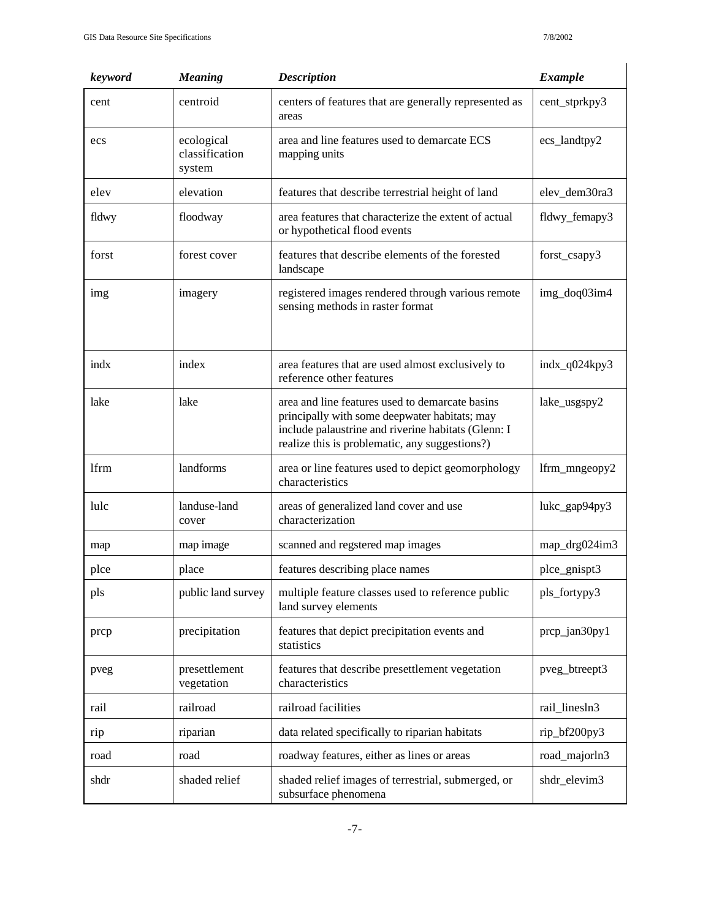| *keyword* | *Meaning* | *Description* | *Example* |
|---|---|---|---|
| cent | centroid | centers of features that are generally represented as areas | cent_stprkpy3 |
| ecs | ecological classification system | area and line features used to demarcate ECS mapping units | ecs_landtpy2 |
| elev | elevation | features that describe terrestrial height of land | elev_dem30ra3 |
| fldwy | floodway | area features that characterize the extent of actual or hypothetical flood events | fldwy_femapy3 |
| forst | forest cover | features that describe elements of the forested landscape | forst_csapy3 |
| img | imagery | registered images rendered through various remote sensing methods in raster format | img_doq03im4 |
| indx | index | area features that are used almost exclusively to reference other features | indx_q024kpy3 |
| lake | lake | area and line features used to demarcate basins principally with some deepwater habitats; may include palaustrine and riverine habitats (Glenn: I realize this is problematic, any suggestions?) | lake_usgspy2 |
| lfrm | landforms | area or line features used to depict geomorphology characteristics | lfrm_mngeopy2 |
| lulc | landuse-land cover | areas of generalized land cover and use characterization | lukc_gap94py3 |
| map | map image | scanned and regstered map images | map_drg024im3 |
| plce | place | features describing place names | plce_gnispt3 |
| pls | public land survey | multiple feature classes used to reference public land survey elements | pls_fortypy3 |
| prcp | precipitation | features that depict precipitation events and statistics | prcp_jan30py1 |
| pveg | presettlement vegetation | features that describe presettlement vegetation characteristics | pveg_btreept3 |
| rail | railroad | railroad facilities | rail_linesln3 |
| rip | riparian | data related specifically to riparian habitats | rip_bf200py3 |
| road | road | roadway features, either as lines or areas | road_majorln3 |
| shdr | shaded relief | shaded relief images of terrestrial, submerged, or subsurface phenomena | shdr_elevim3 |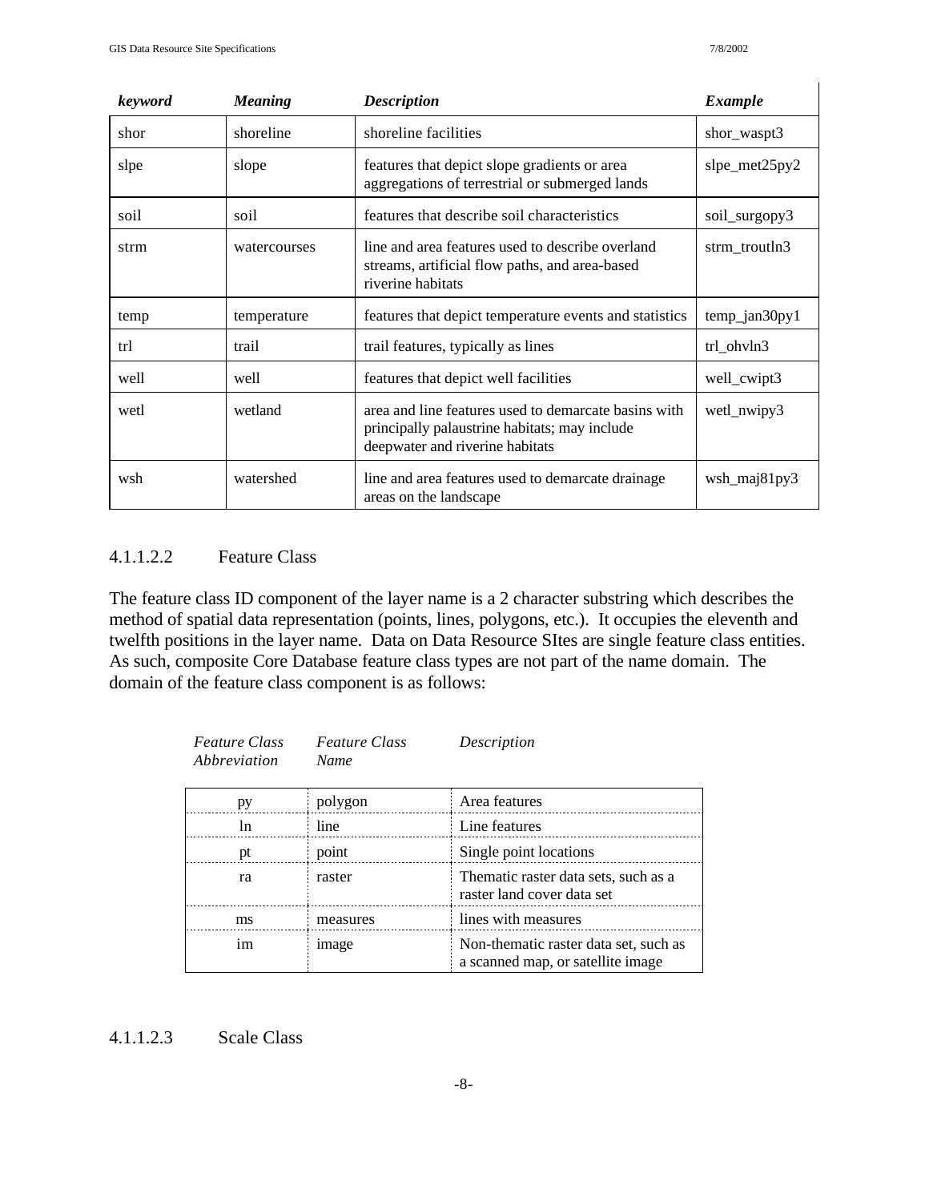| *keyword* | *Meaning* | *Description* | *Example* |
|---|---|---|---|
| shor | shoreline | shoreline facilities | shor_waspt3 |
| slpe | slope | features that depict slope gradients or area aggregations of terrestrial or submerged lands | slpe_met25py2 |
| soil | soil | features that describe soil characteristics | soil_surgopy3 |
| strm | watercourses | line and area features used to describe overland streams, artificial flow paths, and area-based riverine habitats | strm_troutln3 |
| temp | temperature | features that depict temperature events and statistics | temp_jan30py1 |
| trl | trail | trail features, typically as lines | trl_ohvln3 |
| well | well | features that depict well facilities | well_cwipt3 |
| wetl | wetland | area and line features used to demarcate basins with principally palaustrine habitats; may include deepwater and riverine habitats | wetl_nwipy3 |
| wsh | watershed | line and area features used to demarcate drainage areas on the landscape | wsh_maj81py3 |

#### 4.1.1.2.2 Feature Class

The feature class ID component of the layer name is a 2 character substring which describes the method of spatial data representation (points, lines, polygons, etc.). It occupies the eleventh and twelfth positions in the layer name. Data on Data Resource SItes are single feature class entities. As such, composite Core Database feature class types are not part of the name domain. The domain of the feature class component is as follows:

| *Feature Class Abbreviation* | *Feature Class Name* | *Description* |
|---|---|---|
| py | polygon | Area features |
| ln | line | Line features |
| pt | point | Single point locations |
| ra | raster | Thematic raster data sets, such as a raster land cover data set |
| ms | measures | lines with measures |
| im | image | Non-thematic raster data set, such as a scanned map, or satellite image |

#### 4.1.1.2.3 Scale Class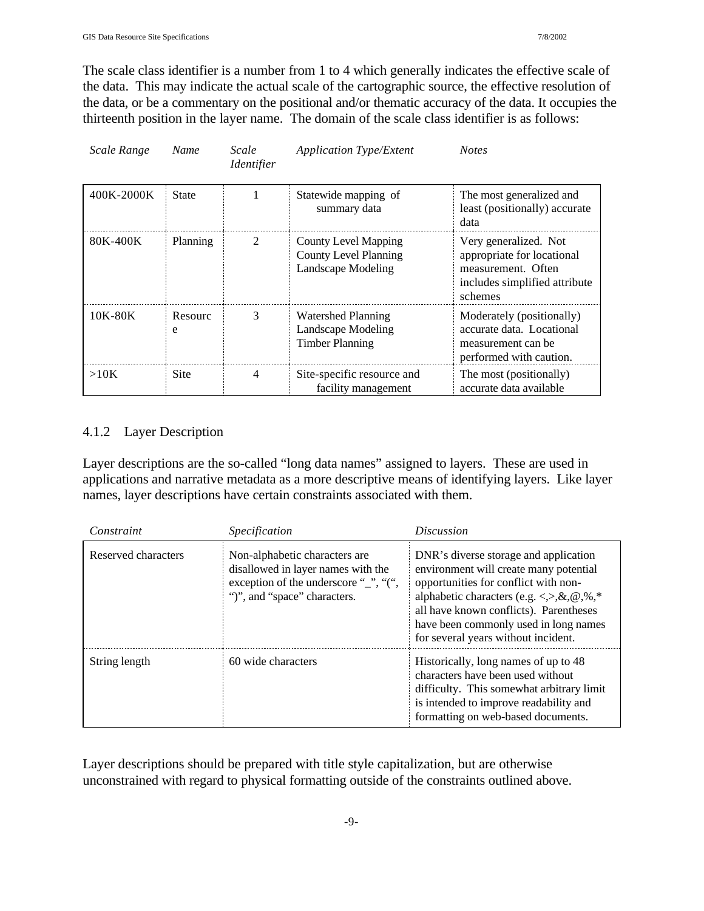The scale class identifier is a number from 1 to 4 which generally indicates the effective scale of the data. This may indicate the actual scale of the cartographic source, the effective resolution of the data, or be a commentary on the positional and/or thematic accuracy of the data. It occupies the thirteenth position in the layer name. The domain of the scale class identifier is as follows:

| *Scale Range* | *Name* | *Scale Identifier* | *Application Type/Extent* | *Notes* |
|---|---|---|---|---|
| 400K-2000K | State | 1 | Statewide mapping of summary data | The most generalized and least (positionally) accurate data |
| 80K-400K | Planning | 2 | County Level Mapping<br>County Level Planning<br>Landscape Modeling | Very generalized. Not appropriate for locational measurement. Often includes simplified attribute schemes |
| 10K-80K | Resource | 3 | Watershed Planning<br>Landscape Modeling<br>Timber Planning | Moderately (positionally) accurate data. Locational measurement can be performed with caution. |
| >10K | Site | 4 | Site-specific resource and facility management | The most (positionally) accurate data available |

### 4.1.2 Layer Description

Layer descriptions are the so-called "long data names" assigned to layers. These are used in applications and narrative metadata as a more descriptive means of identifying layers. Like layer names, layer descriptions have certain constraints associated with them.

| *Constraint* | *Specification* | *Discussion* |
|---|---|---|
| Reserved characters | Non-alphabetic characters are disallowed in layer names with the exception of the underscore "_", "(", ")", and "space" characters. | DNR's diverse storage and application environment will create many potential opportunities for conflict with non-alphabetic characters (e.g. <,>,&,@,%,* all have known conflicts). Parentheses have been commonly used in long names for several years without incident. |
| String length | 60 wide characters | Historically, long names of up to 48 characters have been used without difficulty. This somewhat arbitrary limit is intended to improve readability and formatting on web-based documents. |

Layer descriptions should be prepared with title style capitalization, but are otherwise unconstrained with regard to physical formatting outside of the constraints outlined above.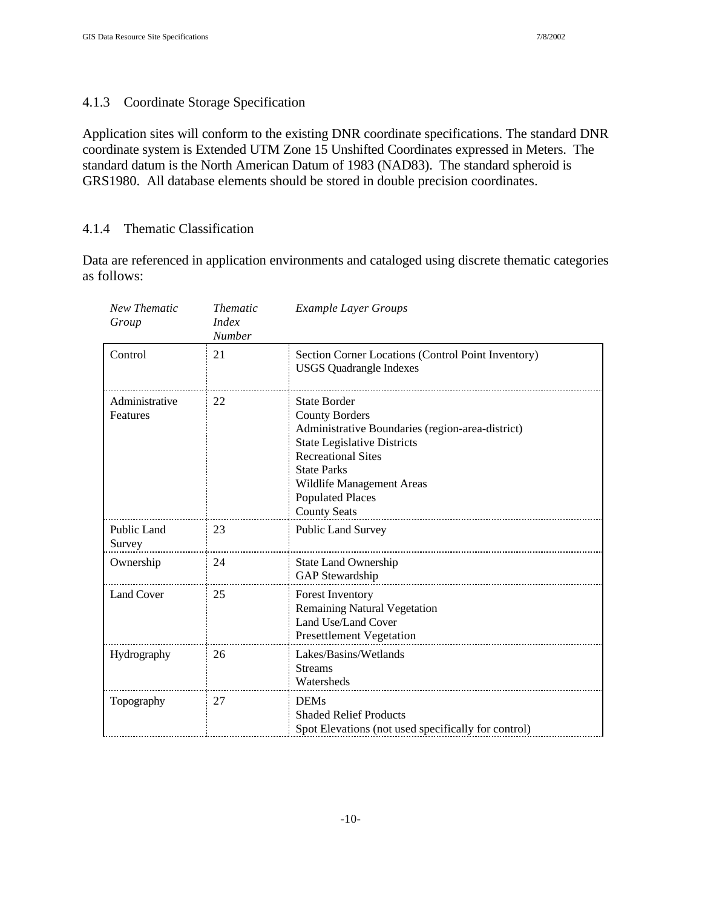### 4.1.3 Coordinate Storage Specification

Application sites will conform to the existing DNR coordinate specifications. The standard DNR coordinate system is Extended UTM Zone 15 Unshifted Coordinates expressed in Meters. The standard datum is the North American Datum of 1983 (NAD83). The standard spheroid is GRS1980. All database elements should be stored in double precision coordinates.

### 4.1.4 Thematic Classification

Data are referenced in application environments and cataloged using discrete thematic categories as follows:

| *New Thematic Group* | *Thematic Index Number* | *Example Layer Groups* |
|---|---|---|
| Control | 21 | Section Corner Locations (Control Point Inventory)<br>USGS Quadrangle Indexes |
| Administrative Features | 22 | State Border<br>County Borders<br>Administrative Boundaries (region-area-district)<br>State Legislative Districts<br>Recreational Sites<br>State Parks<br>Wildlife Management Areas<br>Populated Places<br>County Seats |
| Public Land Survey | 23 | Public Land Survey |
| Ownership | 24 | State Land Ownership<br>GAP Stewardship |
| Land Cover | 25 | Forest Inventory<br>Remaining Natural Vegetation<br>Land Use/Land Cover<br>Presettlement Vegetation |
| Hydrography | 26 | Lakes/Basins/Wetlands<br>Streams<br>Watersheds |
| Topography | 27 | DEMs<br>Shaded Relief Products<br>Spot Elevations (not used specifically for control) |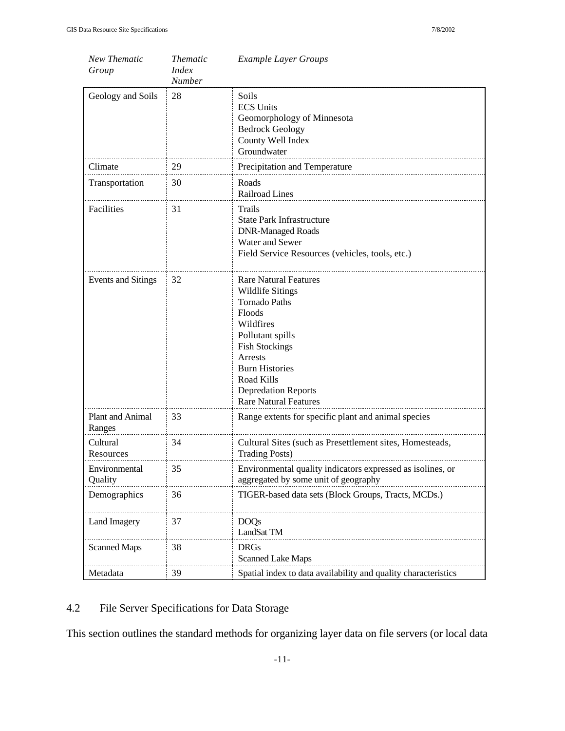| *New Thematic Group* | *Thematic Index Number* | *Example Layer Groups* |
|---|---|---|
| Geology and Soils | 28 | Soils<br>ECS Units<br>Geomorphology of Minnesota<br>Bedrock Geology<br>County Well Index<br>Groundwater |
| Climate | 29 | Precipitation and Temperature |
| Transportation | 30 | Roads<br>Railroad Lines |
| Facilities | 31 | Trails<br>State Park Infrastructure<br>DNR-Managed Roads<br>Water and Sewer<br>Field Service Resources (vehicles, tools, etc.) |
| Events and Sitings | 32 | Rare Natural Features<br>Wildlife Sitings<br>Tornado Paths<br>Floods<br>Wildfires<br>Pollutant spills<br>Fish Stockings<br>Arrests<br>Burn Histories<br>Road Kills<br>Depredation Reports<br>Rare Natural Features |
| Plant and Animal Ranges | 33 | Range extents for specific plant and animal species |
| Cultural Resources | 34 | Cultural Sites (such as Presettlement sites, Homesteads, Trading Posts) |
| Environmental Quality | 35 | Environmental quality indicators expressed as isolines, or aggregated by some unit of geography |
| Demographics | 36 | TIGER-based data sets (Block Groups, Tracts, MCDs.) |
| Land Imagery | 37 | DOQs<br>LandSat TM |
| Scanned Maps | 38 | DRGs<br>Scanned Lake Maps |
| Metadata | 39 | Spatial index to data availability and quality characteristics |

## 4.2 File Server Specifications for Data Storage

This section outlines the standard methods for organizing layer data on file servers (or local data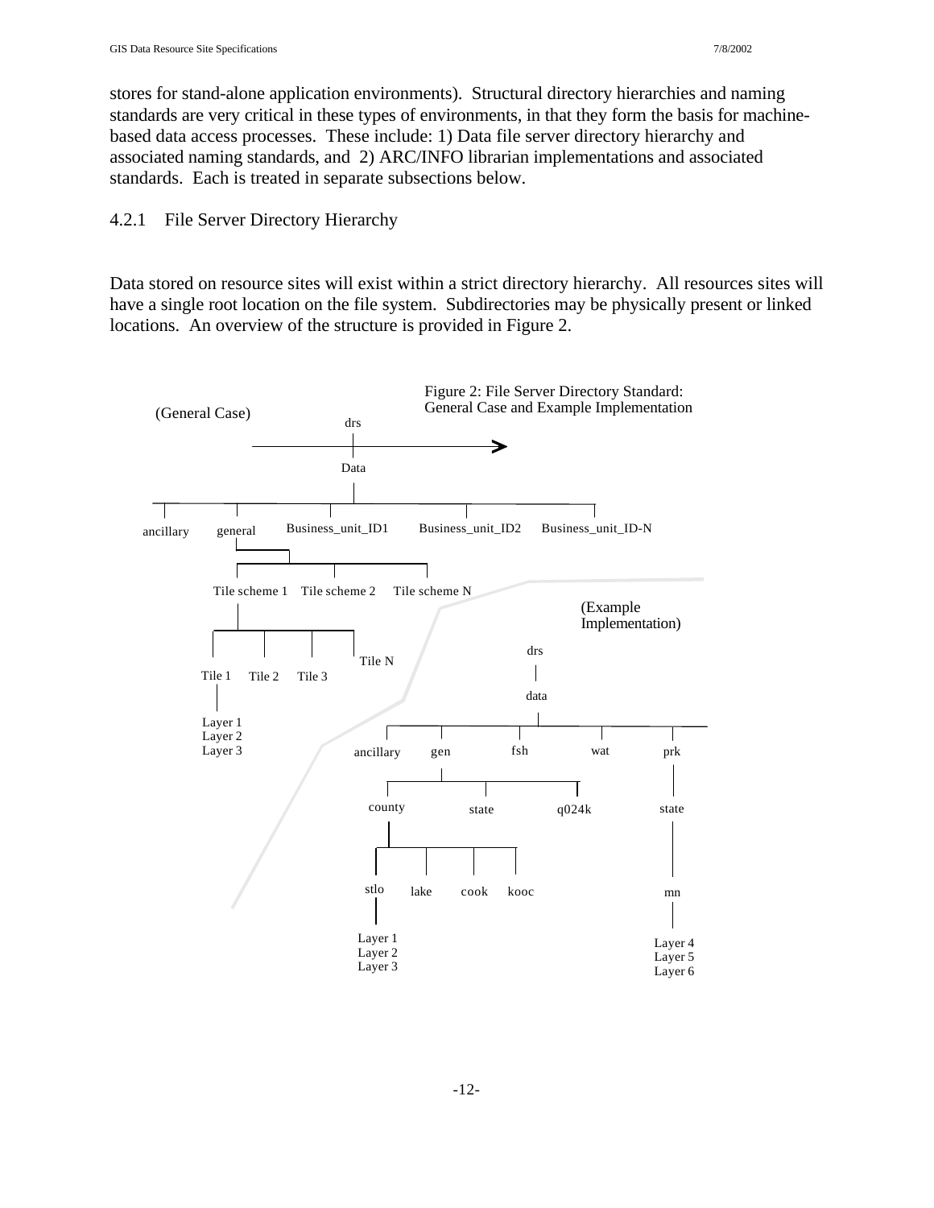stores for stand-alone application environments). Structural directory hierarchies and naming standards are very critical in these types of environments, in that they form the basis for machine-based data access processes. These include: 1) Data file server directory hierarchy and associated naming standards, and 2) ARC/INFO librarian implementations and associated standards. Each is treated in separate subsections below.

### 4.2.1 File Server Directory Hierarchy

Data stored on resource sites will exist within a strict directory hierarchy. All resources sites will have a single root location on the file system. Subdirectories may be physically present or linked locations. An overview of the structure is provided in Figure 2.

Figure 2: File Server Directory Standard: General Case and Example Implementation

(General Case)

drs
Data
ancillary | general | Business_unit_ID1 | Business_unit_ID2 | Business_unit_ID-N
Tile scheme 1 | Tile scheme 2 | Tile scheme N
Tile 1 | Tile 2 | Tile 3 | Tile N
Layer 1
Layer 2
Layer 3

(Example Implementation)

drs
data
ancillary | gen | fsh | wat | prk
county | state | q024k | state
stlo | lake | cook | kooc | mn
Layer 1
Layer 2
Layer 3
Layer 4
Layer 5
Layer 6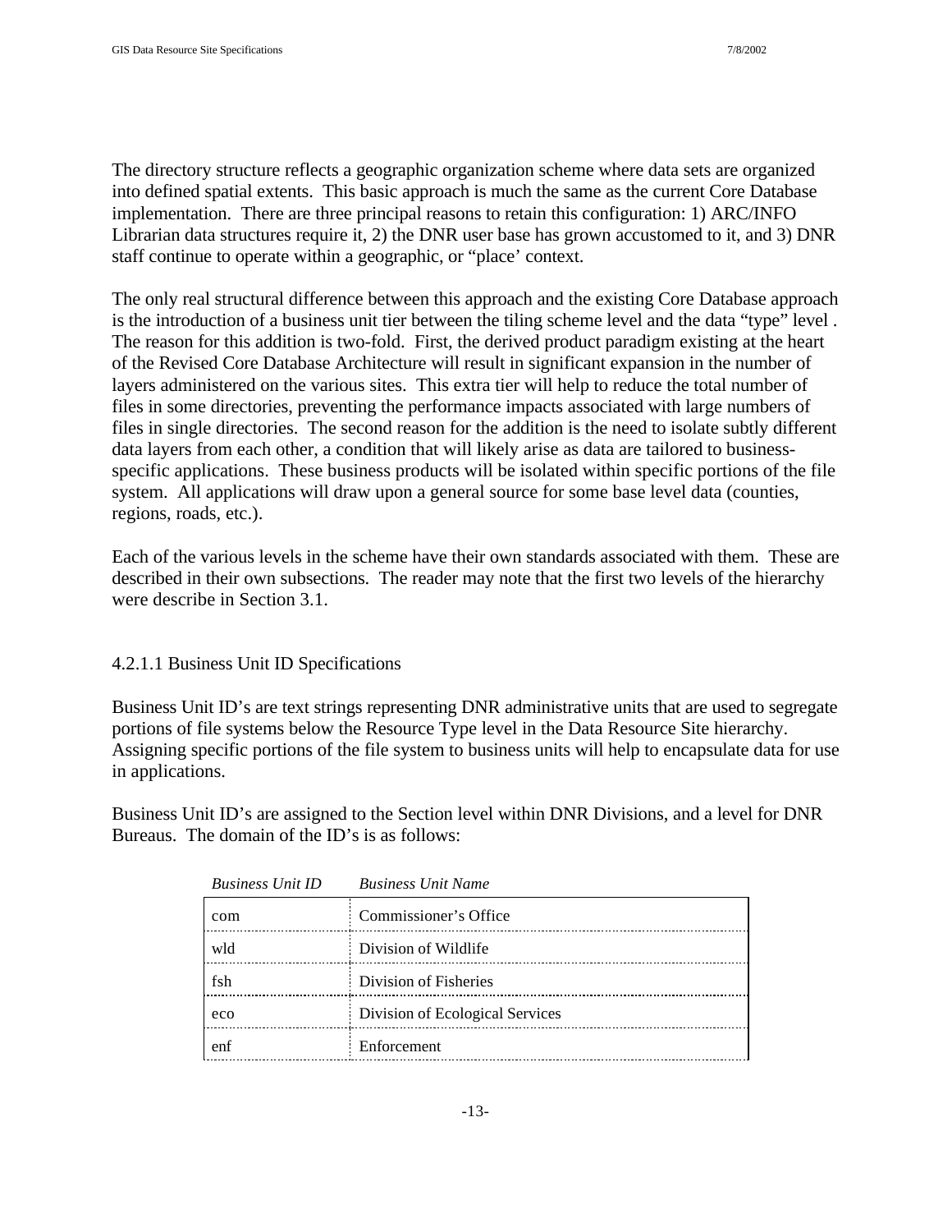The directory structure reflects a geographic organization scheme where data sets are organized into defined spatial extents. This basic approach is much the same as the current Core Database implementation. There are three principal reasons to retain this configuration: 1) ARC/INFO Librarian data structures require it, 2) the DNR user base has grown accustomed to it, and 3) DNR staff continue to operate within a geographic, or “place’ context.

The only real structural difference between this approach and the existing Core Database approach is the introduction of a business unit tier between the tiling scheme level and the data “type” level . The reason for this addition is two-fold. First, the derived product paradigm existing at the heart of the Revised Core Database Architecture will result in significant expansion in the number of layers administered on the various sites. This extra tier will help to reduce the total number of files in some directories, preventing the performance impacts associated with large numbers of files in single directories. The second reason for the addition is the need to isolate subtly different data layers from each other, a condition that will likely arise as data are tailored to business-specific applications. These business products will be isolated within specific portions of the file system. All applications will draw upon a general source for some base level data (counties, regions, roads, etc.).

Each of the various levels in the scheme have their own standards associated with them. These are described in their own subsections. The reader may note that the first two levels of the hierarchy were describe in Section 3.1.

#### 4.2.1.1 Business Unit ID Specifications

Business Unit ID’s are text strings representing DNR administrative units that are used to segregate portions of file systems below the Resource Type level in the Data Resource Site hierarchy. Assigning specific portions of the file system to business units will help to encapsulate data for use in applications.

Business Unit ID’s are assigned to the Section level within DNR Divisions, and a level for DNR Bureaus. The domain of the ID’s is as follows:

| *Business Unit ID* | *Business Unit Name* |
|---|---|
| com | Commissioner’s Office |
| wld | Division of Wildlife |
| fsh | Division of Fisheries |
| eco | Division of Ecological Services |
| enf | Enforcement |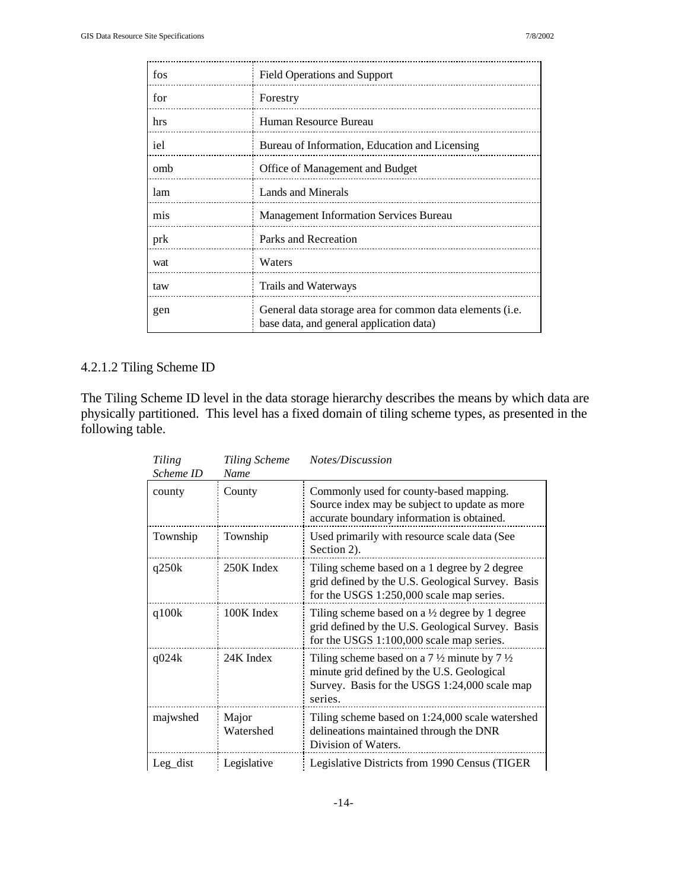| | |
|---|---|
| fos | Field Operations and Support |
| for | Forestry |
| hrs | Human Resource Bureau |
| iel | Bureau of Information, Education and Licensing |
| omb | Office of Management and Budget |
| lam | Lands and Minerals |
| mis | Management Information Services Bureau |
| prk | Parks and Recreation |
| wat | Waters |
| taw | Trails and Waterways |
| gen | General data storage area for common data elements (i.e. base data, and general application data) |

4.2.1.2 Tiling Scheme ID

The Tiling Scheme ID level in the data storage hierarchy describes the means by which data are physically partitioned. This level has a fixed domain of tiling scheme types, as presented in the following table.

| *Tiling Scheme ID* | *Tiling Scheme Name* | *Notes/Discussion* |
|---|---|---|
| county | County | Commonly used for county-based mapping. Source index may be subject to update as more accurate boundary information is obtained. |
| Township | Township | Used primarily with resource scale data (See Section 2). |
| q250k | 250K Index | Tiling scheme based on a 1 degree by 2 degree grid defined by the U.S. Geological Survey. Basis for the USGS 1:250,000 scale map series. |
| q100k | 100K Index | Tiling scheme based on a ½ degree by 1 degree grid defined by the U.S. Geological Survey. Basis for the USGS 1:100,000 scale map series. |
| q024k | 24K Index | Tiling scheme based on a 7 ½ minute by 7 ½ minute grid defined by the U.S. Geological Survey. Basis for the USGS 1:24,000 scale map series. |
| majwshed | Major Watershed | Tiling scheme based on 1:24,000 scale watershed delineations maintained through the DNR Division of Waters. |
| Leg_dist | Legislative | Legislative Districts from 1990 Census (TIGER |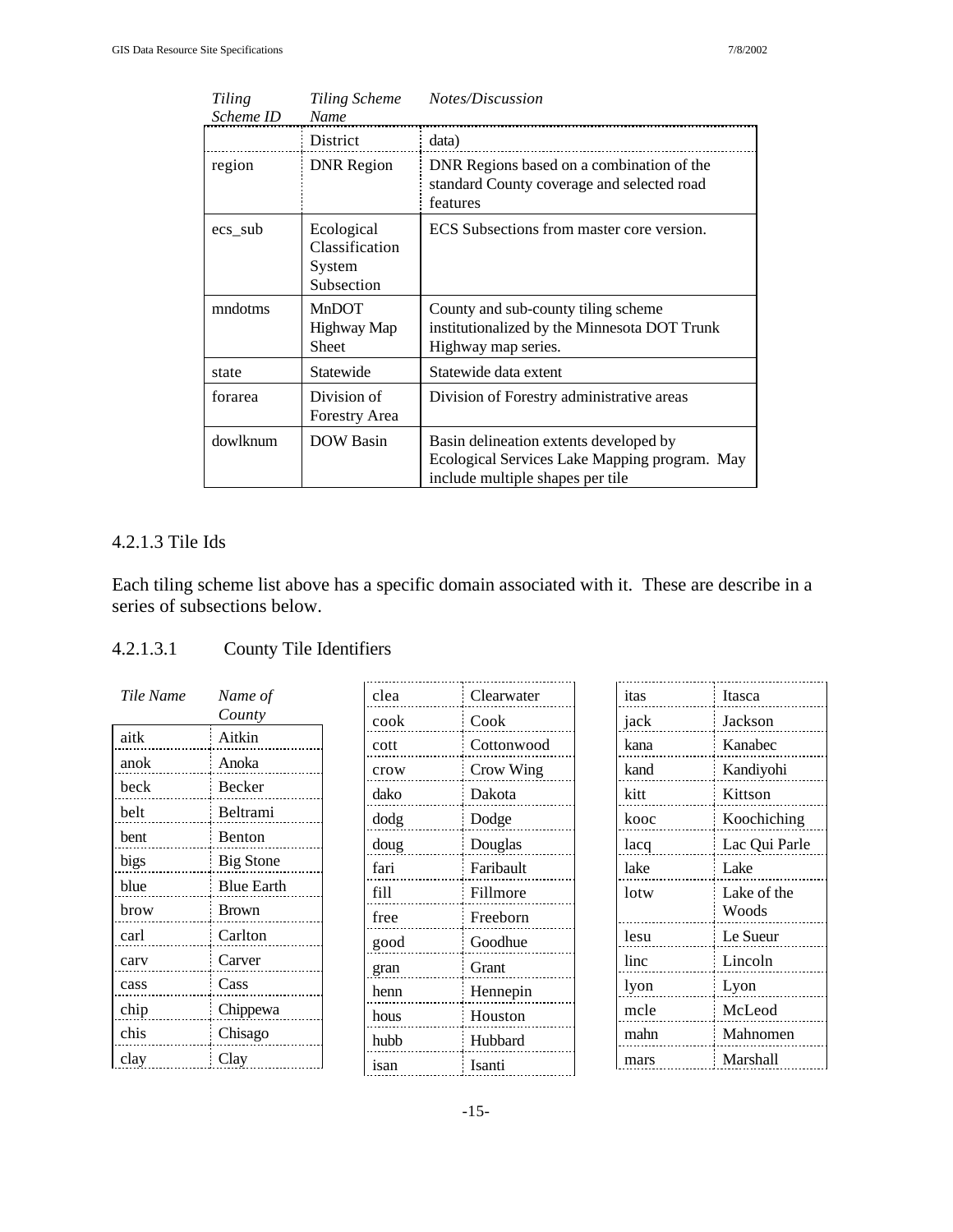| *Tiling Scheme ID* | *Tiling Scheme Name* | *Notes/Discussion* |
|---|---|---|
| | District | data) |
| region | DNR Region | DNR Regions based on a combination of the standard County coverage and selected road features |
| ecs_sub | Ecological Classification System Subsection | ECS Subsections from master core version. |
| mndotms | MnDOT Highway Map Sheet | County and sub-county tiling scheme institutionalized by the Minnesota DOT Trunk Highway map series. |
| state | Statewide | Statewide data extent |
| forarea | Division of Forestry Area | Division of Forestry administrative areas |
| dowlknum | DOW Basin | Basin delineation extents developed by Ecological Services Lake Mapping program. May include multiple shapes per tile |

## 4.2.1.3 Tile Ids

Each tiling scheme list above has a specific domain associated with it. These are describe in a series of subsections below.

### 4.2.1.3.1 County Tile Identifiers

| *Tile Name* | *Name of County* |
|---|---|
| aitk | Aitkin |
| anok | Anoka |
| beck | Becker |
| belt | Beltrami |
| bent | Benton |
| bigs | Big Stone |
| blue | Blue Earth |
| brow | Brown |
| carl | Carlton |
| carv | Carver |
| cass | Cass |
| chip | Chippewa |
| chis | Chisago |
| clay | Clay |
| clea | Clearwater |
| cook | Cook |
| cott | Cottonwood |
| crow | Crow Wing |
| dako | Dakota |
| dodg | Dodge |
| doug | Douglas |
| fari | Faribault |
| fill | Fillmore |
| free | Freeborn |
| good | Goodhue |
| gran | Grant |
| henn | Hennepin |
| hous | Houston |
| hubb | Hubbard |
| isan | Isanti |
| itas | Itasca |
| jack | Jackson |
| kana | Kanabec |
| kand | Kandiyohi |
| kitt | Kittson |
| kooc | Koochiching |
| lacq | Lac Qui Parle |
| lake | Lake |
| lotw | Lake of the Woods |
| lesu | Le Sueur |
| linc | Lincoln |
| lyon | Lyon |
| mcle | McLeod |
| mahn | Mahnomen |
| mars | Marshall |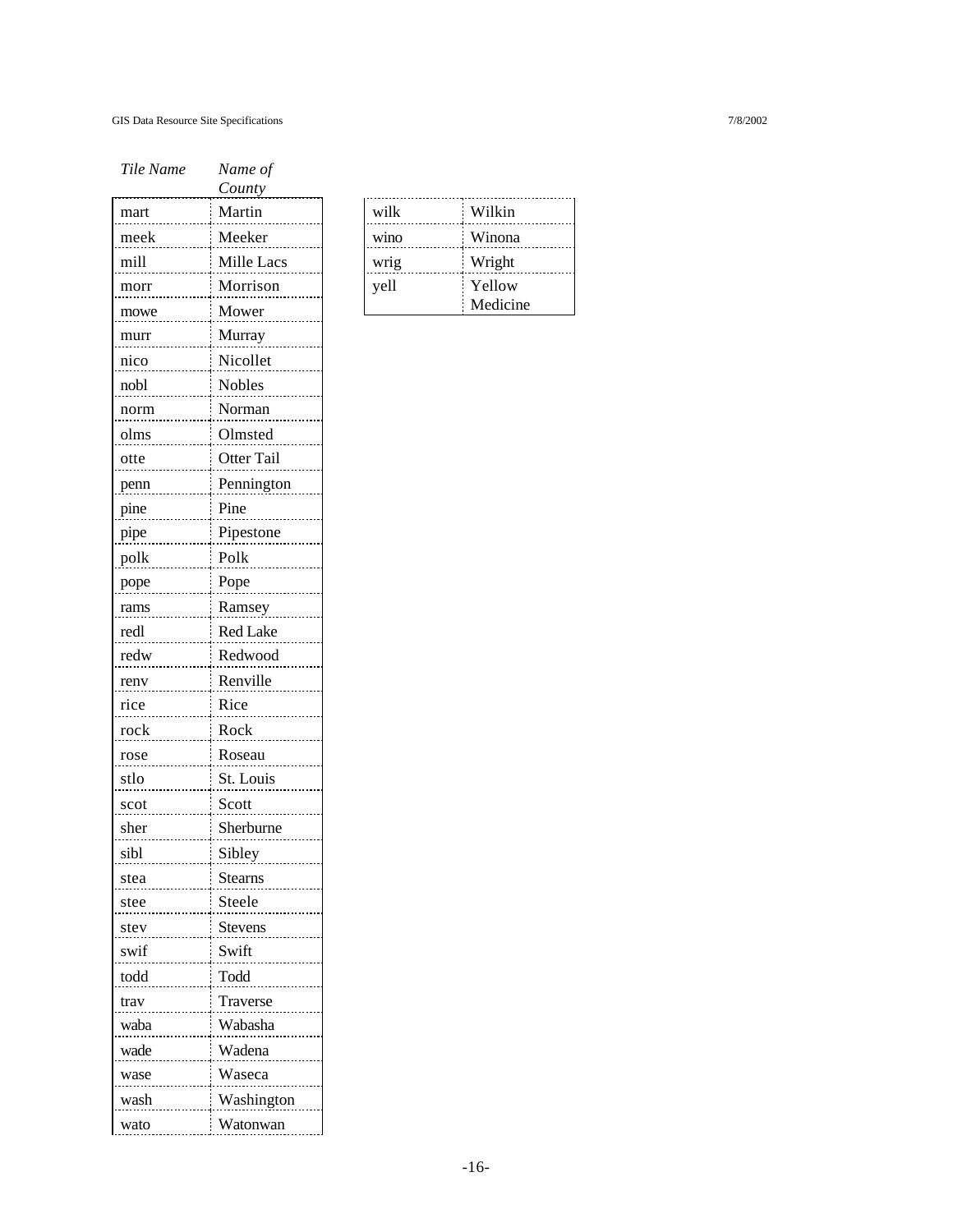| *Tile Name* | *Name of County* |
|---|---|
| mart | Martin |
| meek | Meeker |
| mill | Mille Lacs |
| morr | Morrison |
| mowe | Mower |
| murr | Murray |
| nico | Nicollet |
| nobl | Nobles |
| norm | Norman |
| olms | Olmsted |
| otte | Otter Tail |
| penn | Pennington |
| pine | Pine |
| pipe | Pipestone |
| polk | Polk |
| pope | Pope |
| rams | Ramsey |
| redl | Red Lake |
| redw | Redwood |
| renv | Renville |
| rice | Rice |
| rock | Rock |
| rose | Roseau |
| stlo | St. Louis |
| scot | Scott |
| sher | Sherburne |
| sibl | Sibley |
| stea | Stearns |
| stee | Steele |
| stev | Stevens |
| swif | Swift |
| todd | Todd |
| trav | Traverse |
| waba | Wabasha |
| wade | Wadena |
| wase | Waseca |
| wash | Washington |
| wato | Watonwan |
| wilk | Wilkin |
| wino | Winona |
| wrig | Wright |
| yell | Yellow Medicine |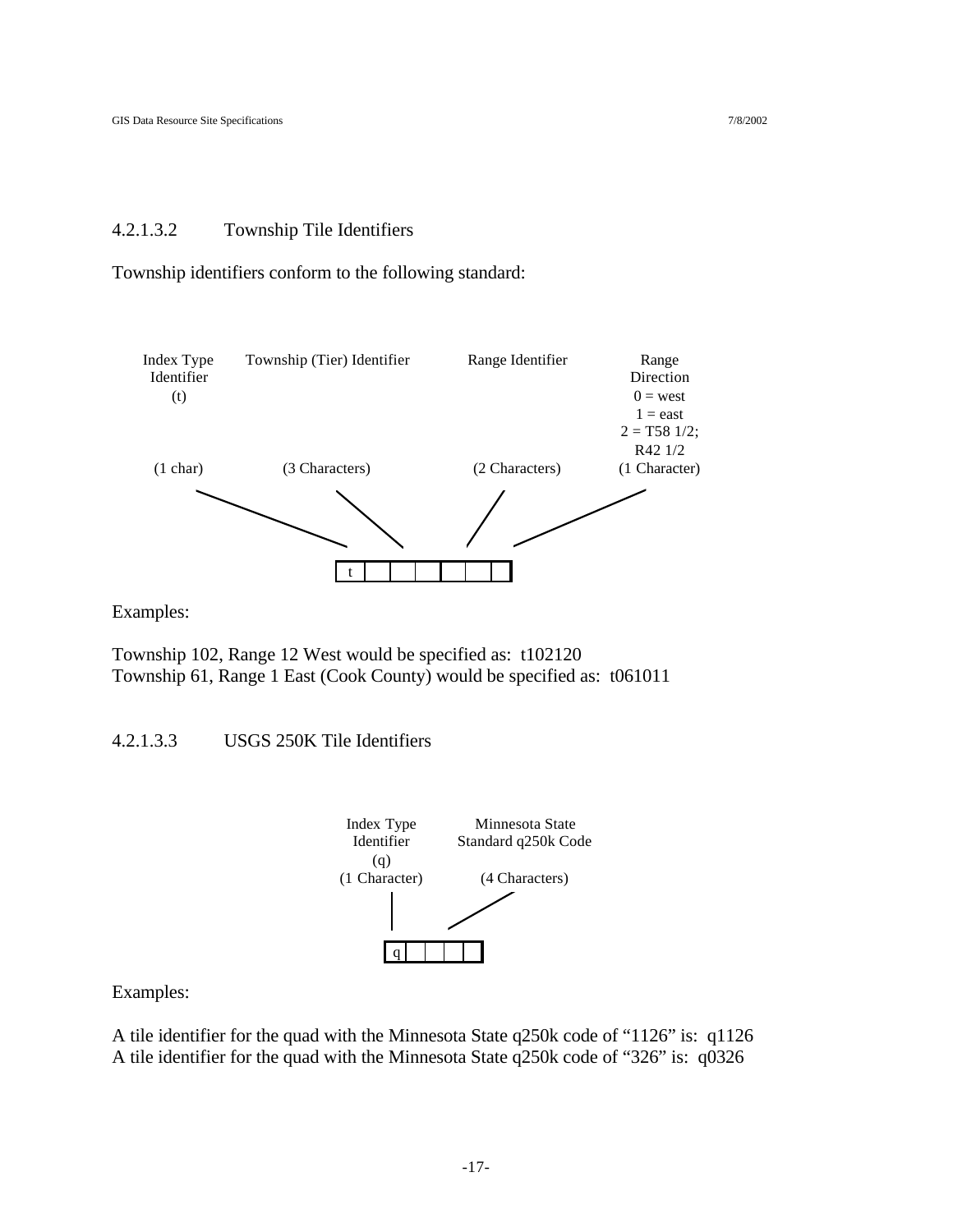#### 4.2.1.3.2 Township Tile Identifiers

Township identifiers conform to the following standard:

| Index Type Identifier (t) | Township (Tier) Identifier | Range Identifier | Range Direction 0 = west 1 = east 2 = T58 1/2; R42 1/2 |
|---|---|---|---|
| (1 char) | (3 Characters) | (2 Characters) | (1 Character) |

| t | | | | | | |
|---|---|---|---|---|---|---|

Examples:

Township 102, Range 12 West would be specified as: t102120
Township 61, Range 1 East (Cook County) would be specified as: t061011

#### 4.2.1.3.3 USGS 250K Tile Identifiers

| Index Type Identifier (q) | Minnesota State Standard q250k Code |
|---|---|
| (1 Character) | (4 Characters) |

| q | | | | |
|---|---|---|---|---|

Examples:

A tile identifier for the quad with the Minnesota State q250k code of "1126" is: q1126
A tile identifier for the quad with the Minnesota State q250k code of "326" is: q0326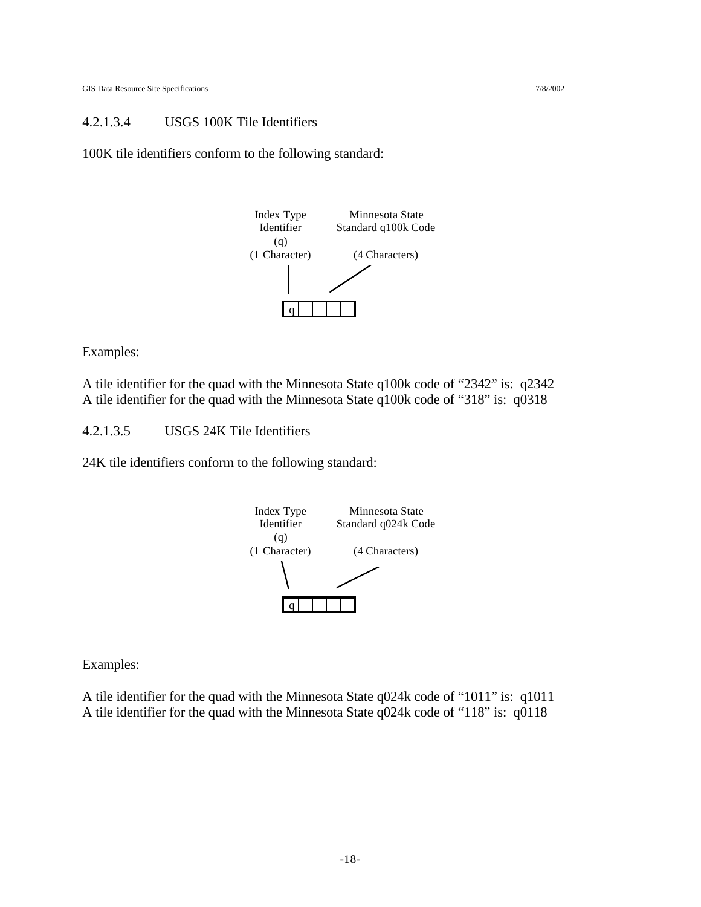#### 4.2.1.3.4 USGS 100K Tile Identifiers

100K tile identifiers conform to the following standard:

Index Type Identifier (q) (1 Character)

Minnesota State Standard q100k Code (4 Characters)

| q | | | | |
|---|---|---|---|---|

Examples:

A tile identifier for the quad with the Minnesota State q100k code of "2342" is: q2342
A tile identifier for the quad with the Minnesota State q100k code of "318" is: q0318

#### 4.2.1.3.5 USGS 24K Tile Identifiers

24K tile identifiers conform to the following standard:

Index Type Identifier (q) (1 Character)

Minnesota State Standard q024k Code (4 Characters)

| q | | | | |
|---|---|---|---|---|

Examples:

A tile identifier for the quad with the Minnesota State q024k code of "1011" is: q1011
A tile identifier for the quad with the Minnesota State q024k code of "118" is: q0118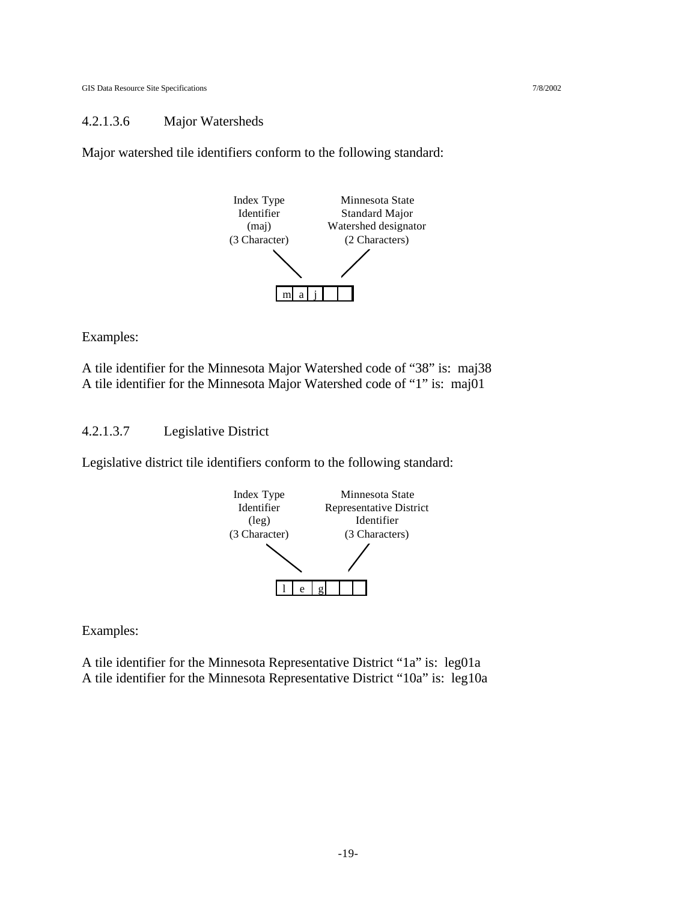#### 4.2.1.3.6 Major Watersheds

Major watershed tile identifiers conform to the following standard:

| Index Type Identifier (maj) (3 Character) | | | Minnesota State Standard Major Watershed designator (2 Characters) | |
|---|---|---|---|---|
| m | a | j | | |

Examples:

A tile identifier for the Minnesota Major Watershed code of "38" is: maj38
A tile identifier for the Minnesota Major Watershed code of "1" is: maj01

#### 4.2.1.3.7 Legislative District

Legislative district tile identifiers conform to the following standard:

| Index Type Identifier (leg) (3 Character) | | | Minnesota State Representative District Identifier (3 Characters) | | |
|---|---|---|---|---|---|
| l | e | g | | | |

Examples:

A tile identifier for the Minnesota Representative District "1a" is: leg01a
A tile identifier for the Minnesota Representative District "10a" is: leg10a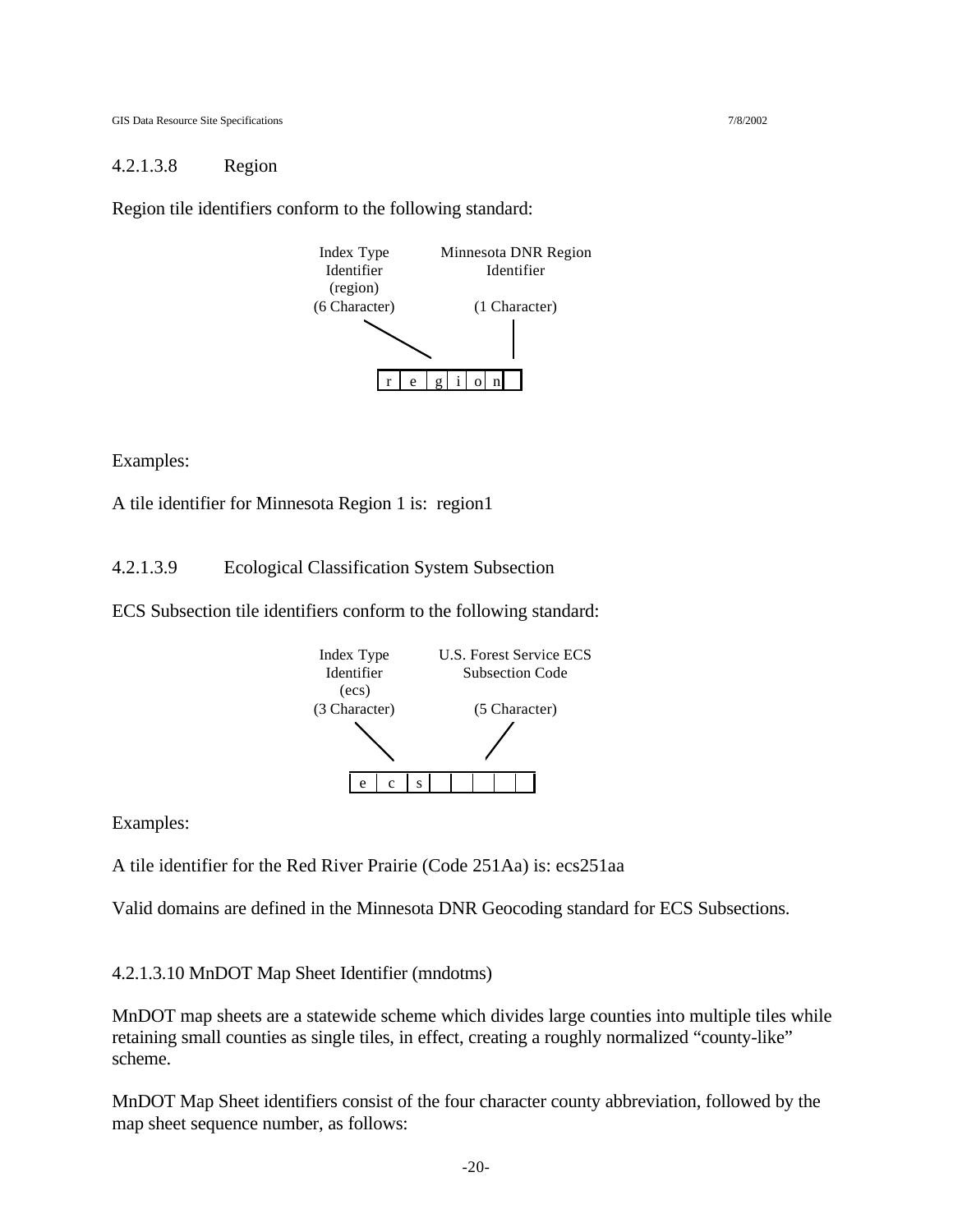#### 4.2.1.3.8 Region

Region tile identifiers conform to the following standard:

| Index Type Identifier (region) (6 Character) | | | | | | Minnesota DNR Region Identifier (1 Character) |
|---|---|---|---|---|---|---|
| r | e | g | i | o | n | |

Examples:

A tile identifier for Minnesota Region 1 is: region1

#### 4.2.1.3.9 Ecological Classification System Subsection

ECS Subsection tile identifiers conform to the following standard:

| Index Type Identifier (ecs) (3 Character) | | | U.S. Forest Service ECS Subsection Code (5 Character) | | | | |
|---|---|---|---|---|---|---|---|
| e | c | s | | | | | |

Examples:

A tile identifier for the Red River Prairie (Code 251Aa) is: ecs251aa

Valid domains are defined in the Minnesota DNR Geocoding standard for ECS Subsections.

#### 4.2.1.3.10 MnDOT Map Sheet Identifier (mndotms)

MnDOT map sheets are a statewide scheme which divides large counties into multiple tiles while retaining small counties as single tiles, in effect, creating a roughly normalized "county-like" scheme.

MnDOT Map Sheet identifiers consist of the four character county abbreviation, followed by the map sheet sequence number, as follows: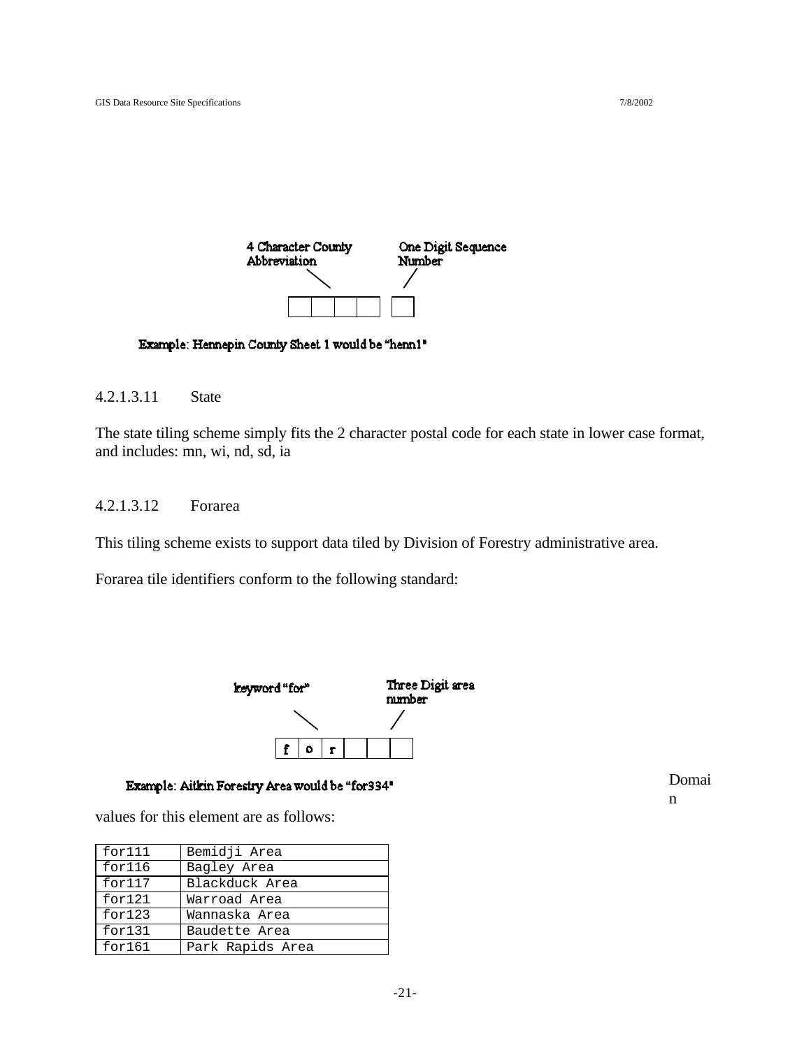4 Character County Abbreviation — One Digit Sequence Number

Example: Hennepin County Sheet 1 would be "henn1"

#### 4.2.1.3.11 State

The state tiling scheme simply fits the 2 character postal code for each state in lower case format, and includes: mn, wi, nd, sd, ia

#### 4.2.1.3.12 Forarea

This tiling scheme exists to support data tiled by Division of Forestry administrative area.

Forarea tile identifiers conform to the following standard:

keyword "for" — Three Digit area number

| f | o | r | | | |
|---|---|---|---|---|---|

Example: Aitkin Forestry Area would be "for334"

Domain values for this element are as follows:

| for111 | Bemidji Area |
|---|---|
| for116 | Bagley Area |
| for117 | Blackduck Area |
| for121 | Warroad Area |
| for123 | Wannaska Area |
| for131 | Baudette Area |
| for161 | Park Rapids Area |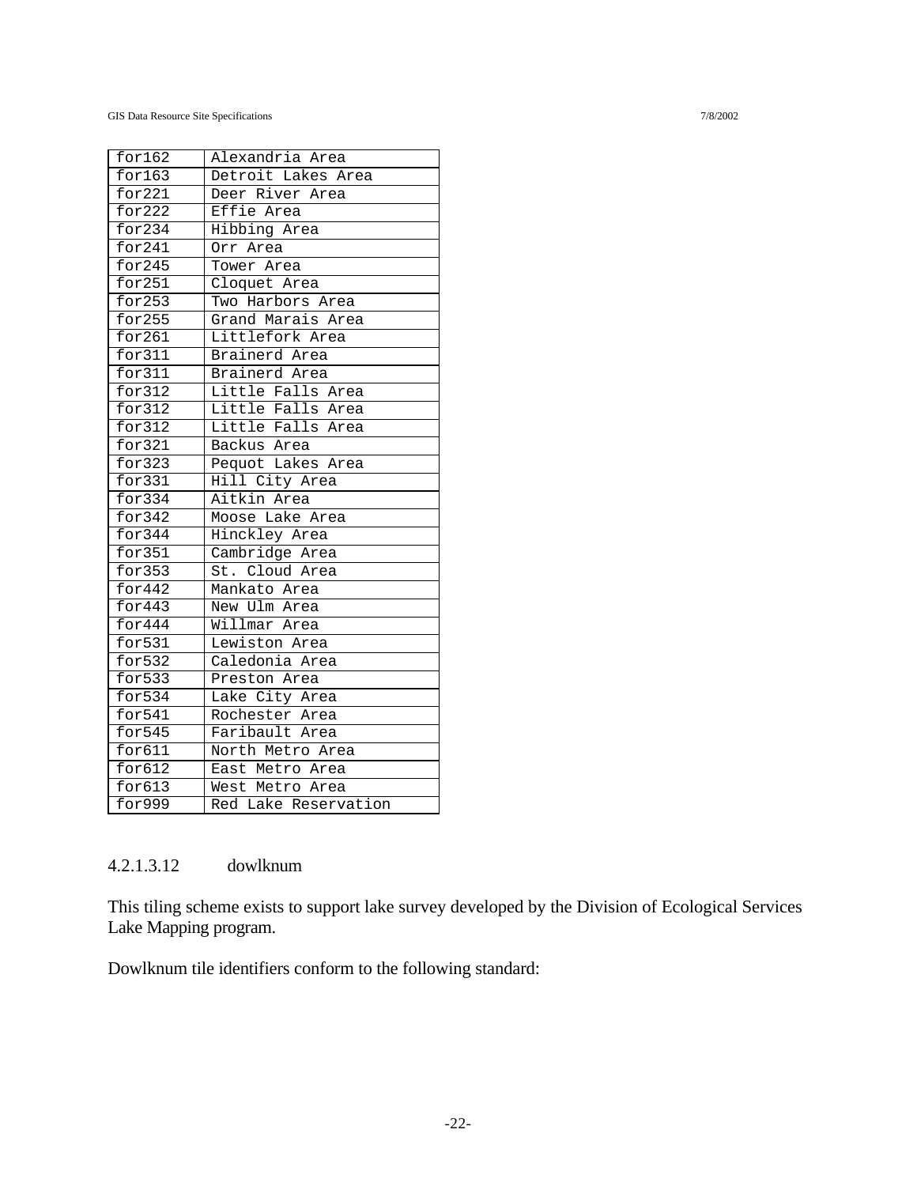| | |
|---|---|
| for162 | Alexandria Area |
| for163 | Detroit Lakes Area |
| for221 | Deer River Area |
| for222 | Effie Area |
| for234 | Hibbing Area |
| for241 | Orr Area |
| for245 | Tower Area |
| for251 | Cloquet Area |
| for253 | Two Harbors Area |
| for255 | Grand Marais Area |
| for261 | Littlefork Area |
| for311 | Brainerd Area |
| for311 | Brainerd Area |
| for312 | Little Falls Area |
| for312 | Little Falls Area |
| for312 | Little Falls Area |
| for321 | Backus Area |
| for323 | Pequot Lakes Area |
| for331 | Hill City Area |
| for334 | Aitkin Area |
| for342 | Moose Lake Area |
| for344 | Hinckley Area |
| for351 | Cambridge Area |
| for353 | St. Cloud Area |
| for442 | Mankato Area |
| for443 | New Ulm Area |
| for444 | Willmar Area |
| for531 | Lewiston Area |
| for532 | Caledonia Area |
| for533 | Preston Area |
| for534 | Lake City Area |
| for541 | Rochester Area |
| for545 | Faribault Area |
| for611 | North Metro Area |
| for612 | East Metro Area |
| for613 | West Metro Area |
| for999 | Red Lake Reservation |

#### 4.2.1.3.12 dowlknum

This tiling scheme exists to support lake survey developed by the Division of Ecological Services Lake Mapping program.

Dowlknum tile identifiers conform to the following standard: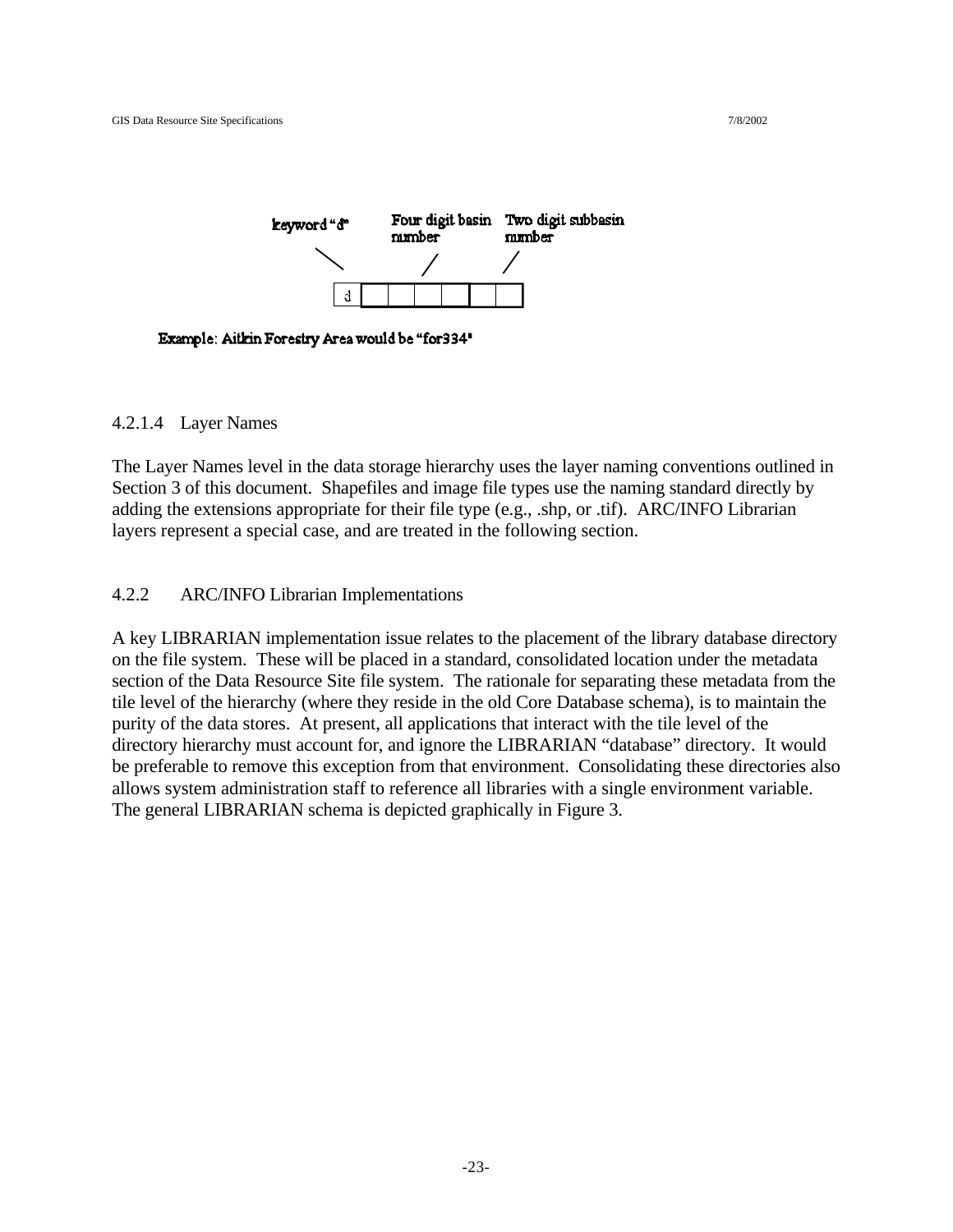keyword "d" | Four digit basin number | Two digit subbasin number

Example: Aitkin Forestry Area would be "for334"

### 4.2.1.4 Layer Names

The Layer Names level in the data storage hierarchy uses the layer naming conventions outlined in Section 3 of this document. Shapefiles and image file types use the naming standard directly by adding the extensions appropriate for their file type (e.g., .shp, or .tif). ARC/INFO Librarian layers represent a special case, and are treated in the following section.

### 4.2.2 ARC/INFO Librarian Implementations

A key LIBRARIAN implementation issue relates to the placement of the library database directory on the file system. These will be placed in a standard, consolidated location under the metadata section of the Data Resource Site file system. The rationale for separating these metadata from the tile level of the hierarchy (where they reside in the old Core Database schema), is to maintain the purity of the data stores. At present, all applications that interact with the tile level of the directory hierarchy must account for, and ignore the LIBRARIAN "database" directory. It would be preferable to remove this exception from that environment. Consolidating these directories also allows system administration staff to reference all libraries with a single environment variable. The general LIBRARIAN schema is depicted graphically in Figure 3.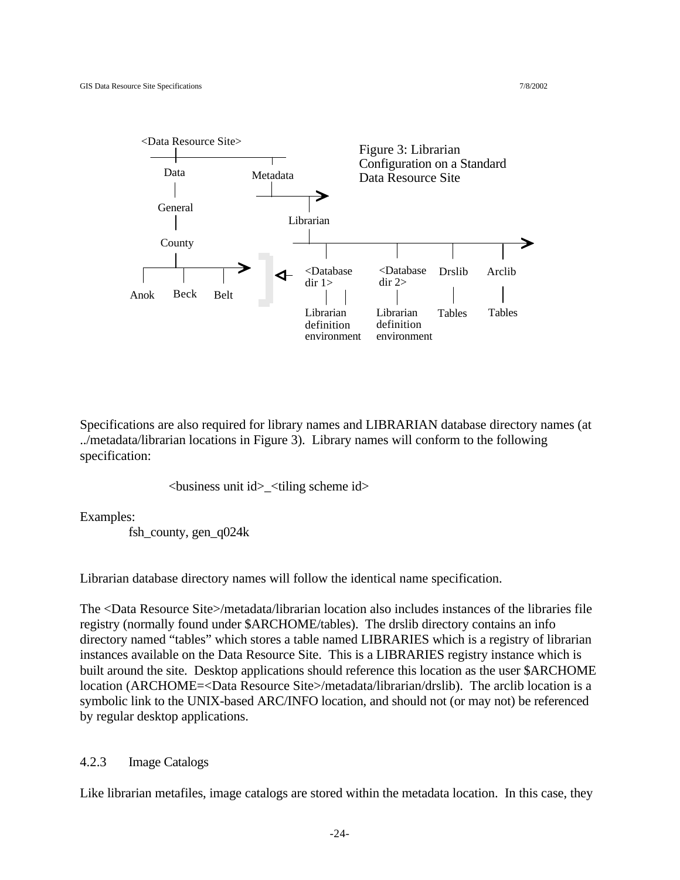Figure 3: Librarian Configuration on a Standard Data Resource Site

Specifications are also required for library names and LIBRARIAN database directory names (at ../metadata/librarian locations in Figure 3). Library names will conform to the following specification:

<business unit id>_<tiling scheme id>

Examples:

fsh_county, gen_q024k

Librarian database directory names will follow the identical name specification.

The <Data Resource Site>/metadata/librarian location also includes instances of the libraries file registry (normally found under $ARCHOME/tables). The drslib directory contains an info directory named "tables" which stores a table named LIBRARIES which is a registry of librarian instances available on the Data Resource Site. This is a LIBRARIES registry instance which is built around the site. Desktop applications should reference this location as the user $ARCHOME location (ARCHOME=<Data Resource Site>/metadata/librarian/drslib). The arclib location is a symbolic link to the UNIX-based ARC/INFO location, and should not (or may not) be referenced by regular desktop applications.

### 4.2.3 Image Catalogs

Like librarian metafiles, image catalogs are stored within the metadata location. In this case, they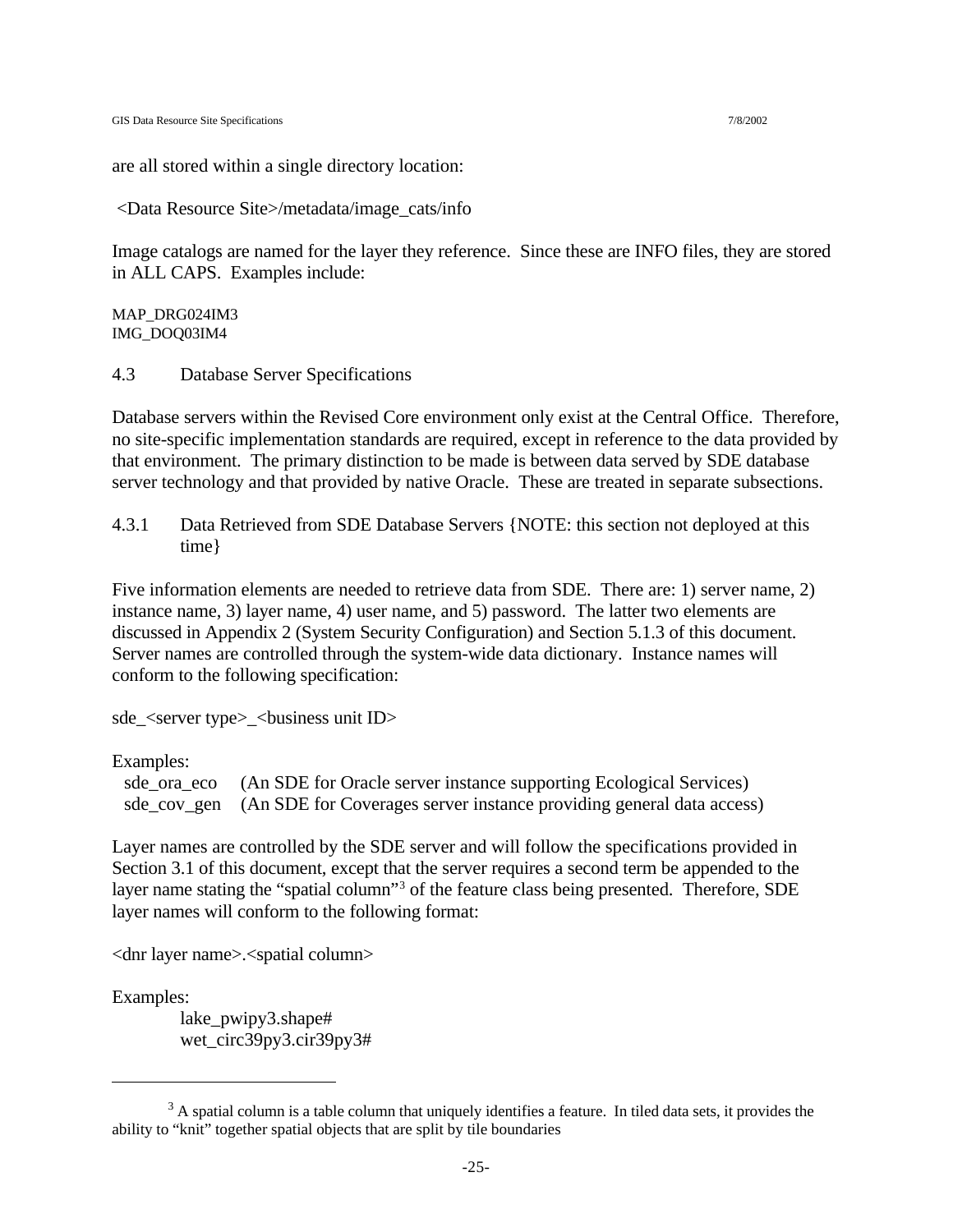are all stored within a single directory location:

<Data Resource Site>/metadata/image_cats/info

Image catalogs are named for the layer they reference. Since these are INFO files, they are stored in ALL CAPS. Examples include:

MAP_DRG024IM3
IMG_DOQ03IM4

### 4.3 Database Server Specifications

Database servers within the Revised Core environment only exist at the Central Office. Therefore, no site-specific implementation standards are required, except in reference to the data provided by that environment. The primary distinction to be made is between data served by SDE database server technology and that provided by native Oracle. These are treated in separate subsections.

#### 4.3.1 Data Retrieved from SDE Database Servers {NOTE: this section not deployed at this time}

Five information elements are needed to retrieve data from SDE. There are: 1) server name, 2) instance name, 3) layer name, 4) user name, and 5) password. The latter two elements are discussed in Appendix 2 (System Security Configuration) and Section 5.1.3 of this document. Server names are controlled through the system-wide data dictionary. Instance names will conform to the following specification:

sde_<server type>_<business unit ID>

Examples:

sde_ora_eco (An SDE for Oracle server instance supporting Ecological Services)
sde_cov_gen (An SDE for Coverages server instance providing general data access)

Layer names are controlled by the SDE server and will follow the specifications provided in Section 3.1 of this document, except that the server requires a second term be appended to the layer name stating the "spatial column"[3] of the feature class being presented. Therefore, SDE layer names will conform to the following format:

<dnr layer name>.<spatial column>

Examples:

lake_pwipy3.shape#
wet_circ39py3.cir39py3#

---

[3] A spatial column is a table column that uniquely identifies a feature. In tiled data sets, it provides the ability to "knit" together spatial objects that are split by tile boundaries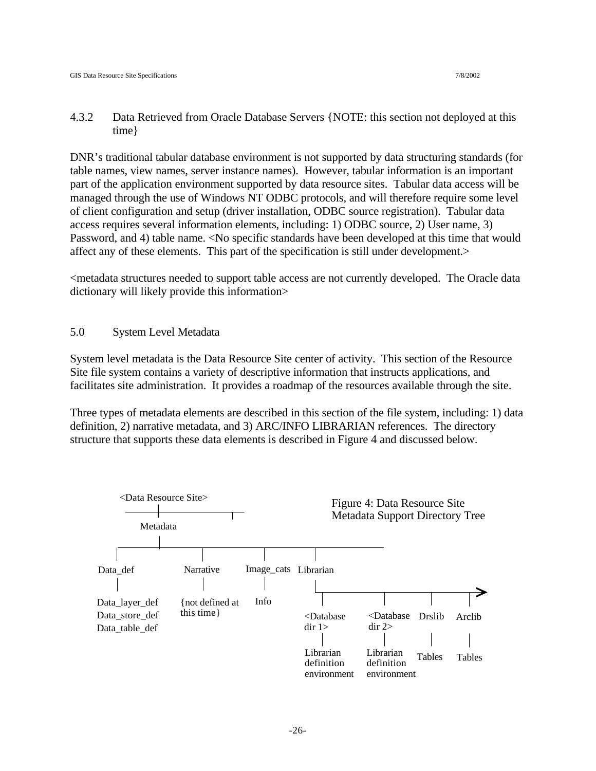### 4.3.2 Data Retrieved from Oracle Database Servers {NOTE: this section not deployed at this time}

DNR's traditional tabular database environment is not supported by data structuring standards (for table names, view names, server instance names). However, tabular information is an important part of the application environment supported by data resource sites. Tabular data access will be managed through the use of Windows NT ODBC protocols, and will therefore require some level of client configuration and setup (driver installation, ODBC source registration). Tabular data access requires several information elements, including: 1) ODBC source, 2) User name, 3) Password, and 4) table name. <No specific standards have been developed at this time that would affect any of these elements. This part of the specification is still under development.>

<metadata structures needed to support table access are not currently developed. The Oracle data dictionary will likely provide this information>

## 5.0 System Level Metadata

System level metadata is the Data Resource Site center of activity. This section of the Resource Site file system contains a variety of descriptive information that instructs applications, and facilitates site administration. It provides a roadmap of the resources available through the site.

Three types of metadata elements are described in this section of the file system, including: 1) data definition, 2) narrative metadata, and 3) ARC/INFO LIBRARIAN references. The directory structure that supports these data elements is described in Figure 4 and discussed below.

```
<Data Resource Site>
  Metadata
    Data_def
      Data_layer_def
      Data_store_def
      Data_table_def
    Narrative
      {not defined at this time}
    Image_cats
      Info
    Librarian
      <Database dir 1>
        Librarian definition environment
      <Database dir 2>
        Librarian definition environment
      Drslib
        Tables
      Arclib
        Tables
```

Figure 4: Data Resource Site Metadata Support Directory Tree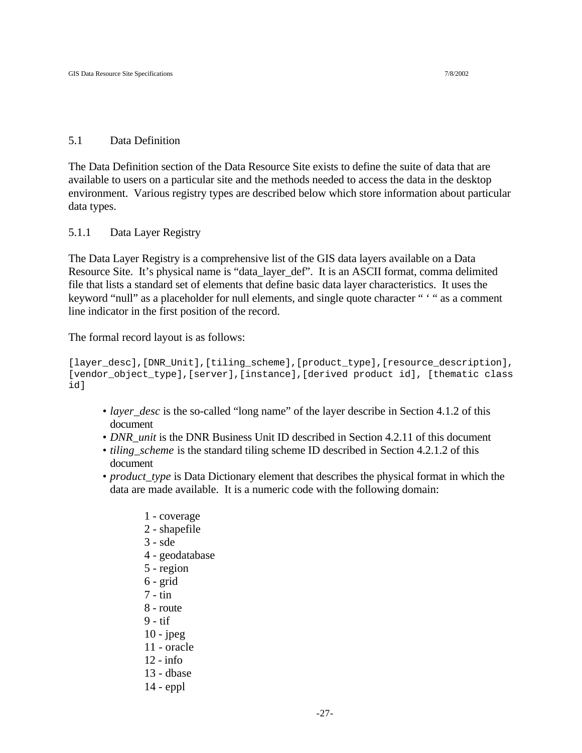## 5.1 Data Definition

The Data Definition section of the Data Resource Site exists to define the suite of data that are available to users on a particular site and the methods needed to access the data in the desktop environment. Various registry types are described below which store information about particular data types.

### 5.1.1 Data Layer Registry

The Data Layer Registry is a comprehensive list of the GIS data layers available on a Data Resource Site. It's physical name is "data_layer_def". It is an ASCII format, comma delimited file that lists a standard set of elements that define basic data layer characteristics. It uses the keyword "null" as a placeholder for null elements, and single quote character " ' " as a comment line indicator in the first position of the record.

The formal record layout is as follows:

```
[layer_desc],[DNR_Unit],[tiling_scheme],[product_type],[resource_description],
[vendor_object_type],[server],[instance],[derived product id], [thematic class
id]
```

- *layer_desc* is the so-called "long name" of the layer describe in Section 4.1.2 of this document
- *DNR_unit* is the DNR Business Unit ID described in Section 4.2.11 of this document
- *tiling_scheme* is the standard tiling scheme ID described in Section 4.2.1.2 of this document
- *product_type* is Data Dictionary element that describes the physical format in which the data are made available. It is a numeric code with the following domain:

  1 - coverage
  2 - shapefile
  3 - sde
  4 - geodatabase
  5 - region
  6 - grid
  7 - tin
  8 - route
  9 - tif
  10 - jpeg
  11 - oracle
  12 - info
  13 - dbase
  14 - eppl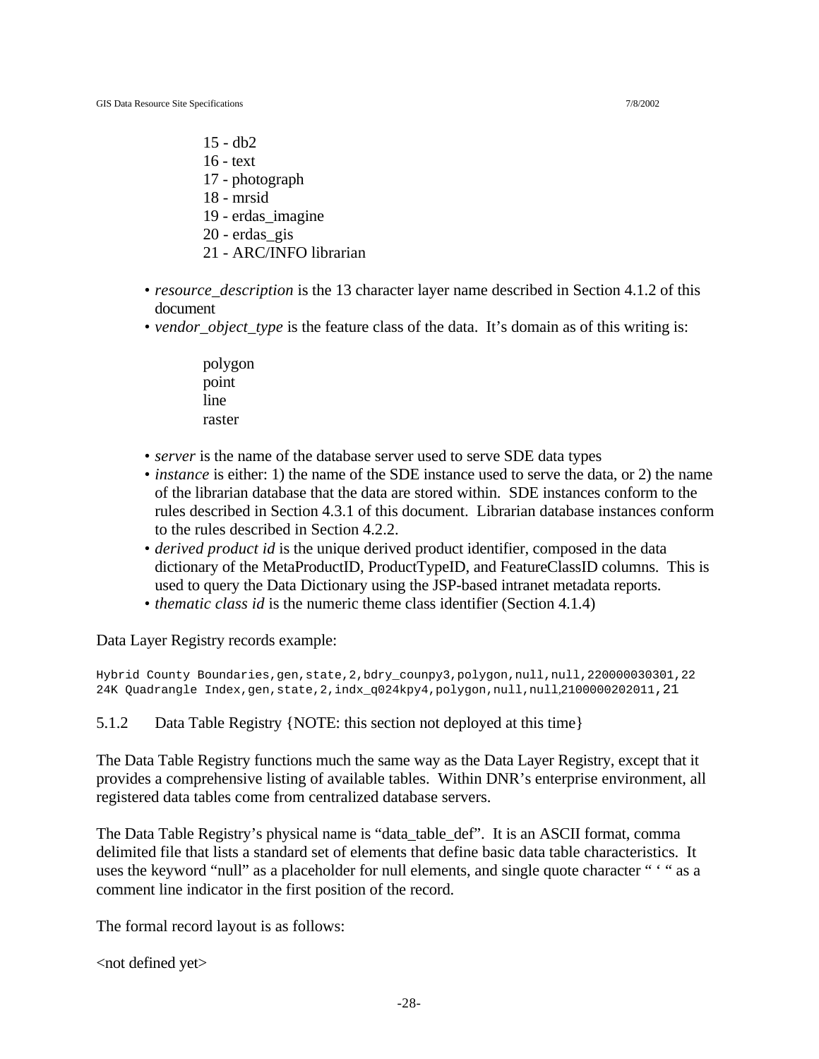15 - db2
16 - text
17 - photograph
18 - mrsid
19 - erdas_imagine
20 - erdas_gis
21 - ARC/INFO librarian

- *resource_description* is the 13 character layer name described in Section 4.1.2 of this document
- *vendor_object_type* is the feature class of the data. It's domain as of this writing is:

  polygon
  point
  line
  raster

- *server* is the name of the database server used to serve SDE data types
- *instance* is either: 1) the name of the SDE instance used to serve the data, or 2) the name of the librarian database that the data are stored within. SDE instances conform to the rules described in Section 4.3.1 of this document. Librarian database instances conform to the rules described in Section 4.2.2.
- *derived product id* is the unique derived product identifier, composed in the data dictionary of the MetaProductID, ProductTypeID, and FeatureClassID columns. This is used to query the Data Dictionary using the JSP-based intranet metadata reports.
- *thematic class id* is the numeric theme class identifier (Section 4.1.4)

Data Layer Registry records example:

```
Hybrid County Boundaries,gen,state,2,bdry_counpy3,polygon,null,null,220000030301,22
24K Quadrangle Index,gen,state,2,indx_q024kpy4,polygon,null,null,2100000202011,21
```

### 5.1.2 Data Table Registry {NOTE: this section not deployed at this time}

The Data Table Registry functions much the same way as the Data Layer Registry, except that it provides a comprehensive listing of available tables. Within DNR's enterprise environment, all registered data tables come from centralized database servers.

The Data Table Registry's physical name is "data_table_def". It is an ASCII format, comma delimited file that lists a standard set of elements that define basic data table characteristics. It uses the keyword "null" as a placeholder for null elements, and single quote character " ' " as a comment line indicator in the first position of the record.

The formal record layout is as follows:

<not defined yet>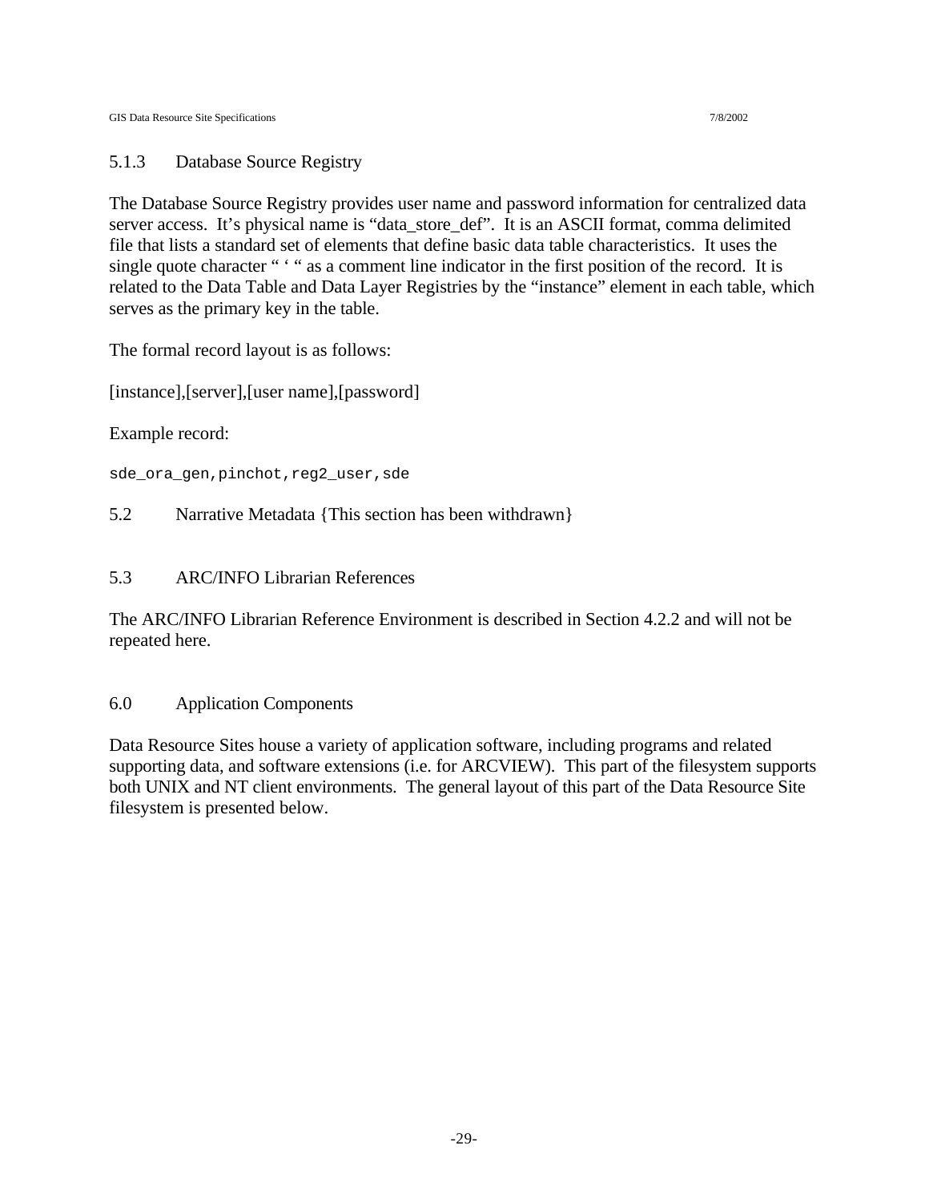### 5.1.3 Database Source Registry

The Database Source Registry provides user name and password information for centralized data server access. It's physical name is "data_store_def". It is an ASCII format, comma delimited file that lists a standard set of elements that define basic data table characteristics. It uses the single quote character " ' " as a comment line indicator in the first position of the record. It is related to the Data Table and Data Layer Registries by the "instance" element in each table, which serves as the primary key in the table.

The formal record layout is as follows:

[instance],[server],[user name],[password]

Example record:

```
sde_ora_gen,pinchot,reg2_user,sde
```

## 5.2 Narrative Metadata {This section has been withdrawn}

## 5.3 ARC/INFO Librarian References

The ARC/INFO Librarian Reference Environment is described in Section 4.2.2 and will not be repeated here.

# 6.0 Application Components

Data Resource Sites house a variety of application software, including programs and related supporting data, and software extensions (i.e. for ARCVIEW). This part of the filesystem supports both UNIX and NT client environments. The general layout of this part of the Data Resource Site filesystem is presented below.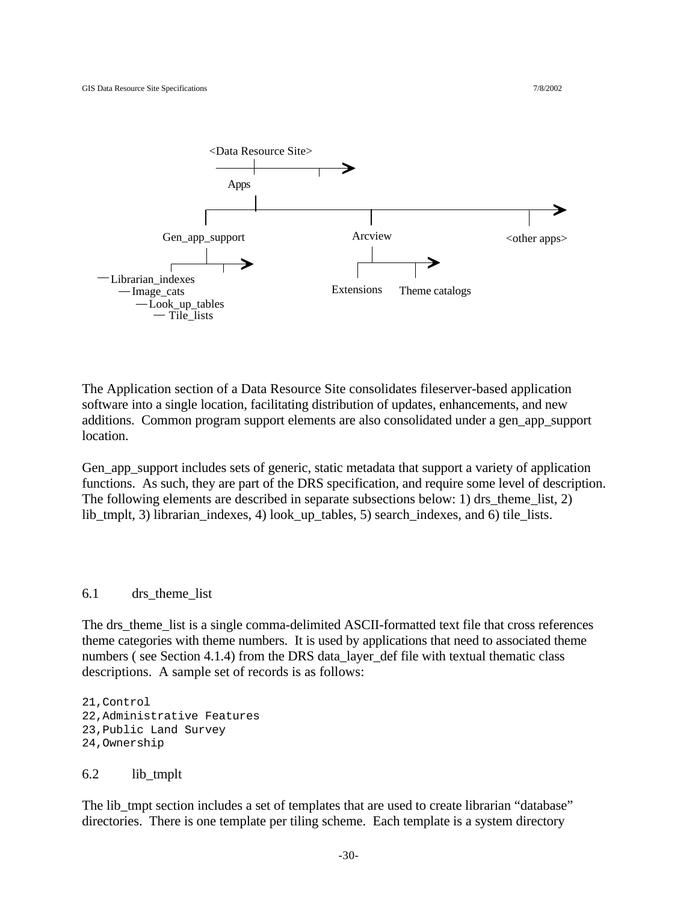<Data Resource Site>

Apps

Gen_app_support    Arcview    <other apps>

- Librarian_indexes
  - Image_cats
    - Look_up_tables
      - Tile_lists

Extensions    Theme catalogs

The Application section of a Data Resource Site consolidates fileserver-based application software into a single location, facilitating distribution of updates, enhancements, and new additions. Common program support elements are also consolidated under a gen_app_support location.

Gen_app_support includes sets of generic, static metadata that support a variety of application functions. As such, they are part of the DRS specification, and require some level of description. The following elements are described in separate subsections below: 1) drs_theme_list, 2) lib_tmplt, 3) librarian_indexes, 4) look_up_tables, 5) search_indexes, and 6) tile_lists.

## 6.1 drs_theme_list

The drs_theme_list is a single comma-delimited ASCII-formatted text file that cross references theme categories with theme numbers. It is used by applications that need to associated theme numbers ( see Section 4.1.4) from the DRS data_layer_def file with textual thematic class descriptions. A sample set of records is as follows:

```
21,Control
22,Administrative Features
23,Public Land Survey
24,Ownership
```

## 6.2 lib_tmplt

The lib_tmpt section includes a set of templates that are used to create librarian "database" directories. There is one template per tiling scheme. Each template is a system directory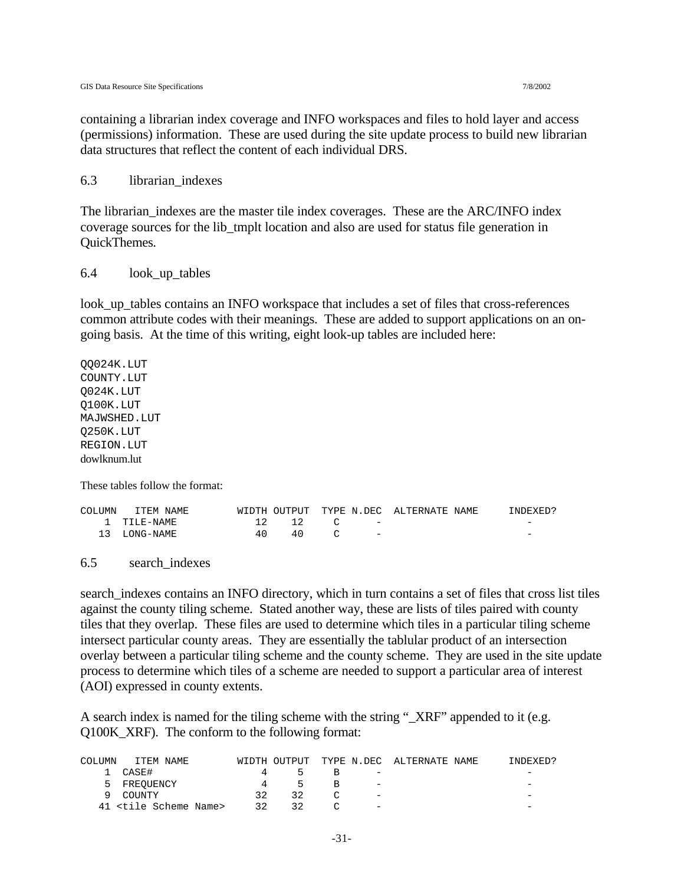containing a librarian index coverage and INFO workspaces and files to hold layer and access (permissions) information. These are used during the site update process to build new librarian data structures that reflect the content of each individual DRS.

## 6.3 librarian_indexes

The librarian_indexes are the master tile index coverages. These are the ARC/INFO index coverage sources for the lib_tmplt location and also are used for status file generation in QuickThemes.

## 6.4 look_up_tables

look_up_tables contains an INFO workspace that includes a set of files that cross-references common attribute codes with their meanings. These are added to support applications on an on-going basis. At the time of this writing, eight look-up tables are included here:

```
QQ024K.LUT
COUNTY.LUT
Q024K.LUT
Q100K.LUT
MAJWSHED.LUT
Q250K.LUT
REGION.LUT
```
dowlknum.lut

These tables follow the format:

```
COLUMN   ITEM NAME        WIDTH OUTPUT  TYPE N.DEC  ALTERNATE NAME     INDEXED?
    1  TILE-NAME            12    12     C      -                           -
   13  LONG-NAME            40    40     C      -                           -
```

## 6.5 search_indexes

search_indexes contains an INFO directory, which in turn contains a set of files that cross list tiles against the county tiling scheme. Stated another way, these are lists of tiles paired with county tiles that they overlap. These files are used to determine which tiles in a particular tiling scheme intersect particular county areas. They are essentially the tablular product of an intersection overlay between a particular tiling scheme and the county scheme. They are used in the site update process to determine which tiles of a scheme are needed to support a particular area of interest (AOI) expressed in county extents.

A search index is named for the tiling scheme with the string "_XRF" appended to it (e.g. Q100K_XRF). The conform to the following format:

```
COLUMN   ITEM NAME        WIDTH OUTPUT  TYPE N.DEC  ALTERNATE NAME     INDEXED?
    1  CASE#                 4     5     B      -                           -
    5  FREQUENCY             4     5     B      -                           -
    9  COUNTY               32    32     C      -                           -
   41 <tile Scheme Name>    32    32     C      -                           -
```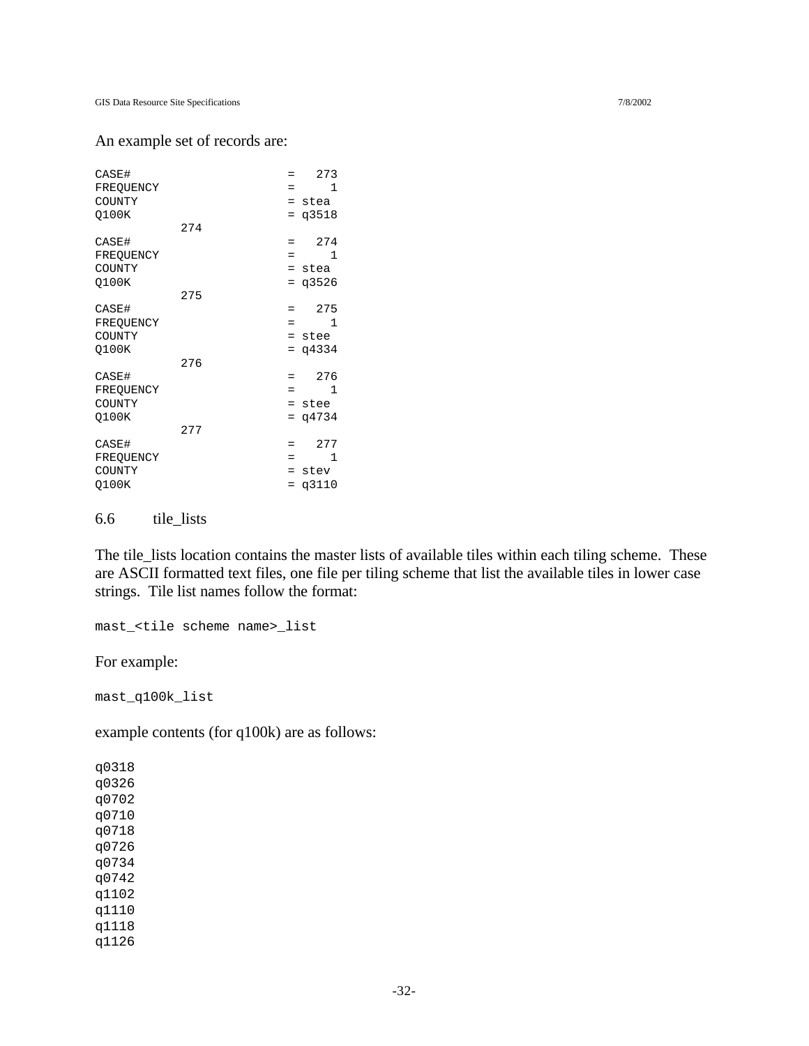An example set of records are:

```
CASE#                    =   273
FREQUENCY                =     1
COUNTY                   = stea
Q100K                    = q3518
            274
CASE#                    =   274
FREQUENCY                =     1
COUNTY                   = stea
Q100K                    = q3526
            275
CASE#                    =   275
FREQUENCY                =     1
COUNTY                   = stee
Q100K                    = q4334
            276
CASE#                    =   276
FREQUENCY                =     1
COUNTY                   = stee
Q100K                    = q4734
            277
CASE#                    =   277
FREQUENCY                =     1
COUNTY                   = stev
Q100K                    = q3110
```

### 6.6 tile_lists

The tile_lists location contains the master lists of available tiles within each tiling scheme. These are ASCII formatted text files, one file per tiling scheme that list the available tiles in lower case strings. Tile list names follow the format:

```
mast_<tile scheme name>_list
```

For example:

```
mast_q100k_list
```

example contents (for q100k) are as follows:

```
q0318
q0326
q0702
q0710
q0718
q0726
q0734
q0742
q1102
q1110
q1118
q1126
```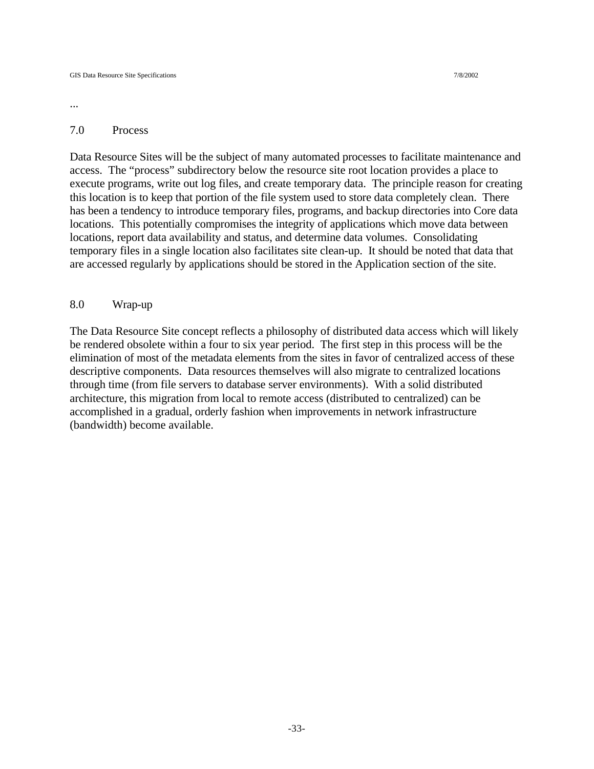...

## 7.0 Process

Data Resource Sites will be the subject of many automated processes to facilitate maintenance and access. The "process" subdirectory below the resource site root location provides a place to execute programs, write out log files, and create temporary data. The principle reason for creating this location is to keep that portion of the file system used to store data completely clean. There has been a tendency to introduce temporary files, programs, and backup directories into Core data locations. This potentially compromises the integrity of applications which move data between locations, report data availability and status, and determine data volumes. Consolidating temporary files in a single location also facilitates site clean-up. It should be noted that data that are accessed regularly by applications should be stored in the Application section of the site.

## 8.0 Wrap-up

The Data Resource Site concept reflects a philosophy of distributed data access which will likely be rendered obsolete within a four to six year period. The first step in this process will be the elimination of most of the metadata elements from the sites in favor of centralized access of these descriptive components. Data resources themselves will also migrate to centralized locations through time (from file servers to database server environments). With a solid distributed architecture, this migration from local to remote access (distributed to centralized) can be accomplished in a gradual, orderly fashion when improvements in network infrastructure (bandwidth) become available.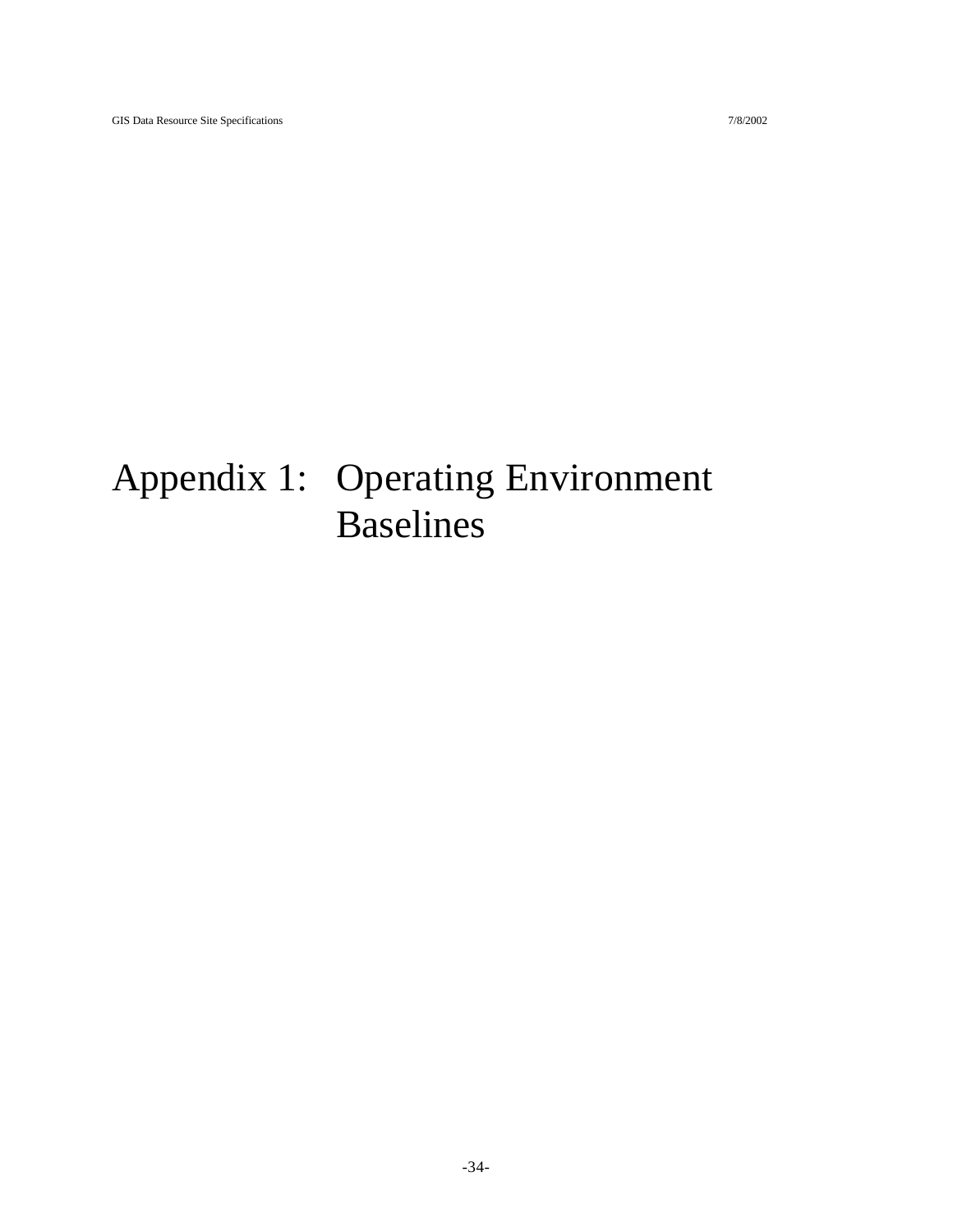# Appendix 1: Operating Environment Baselines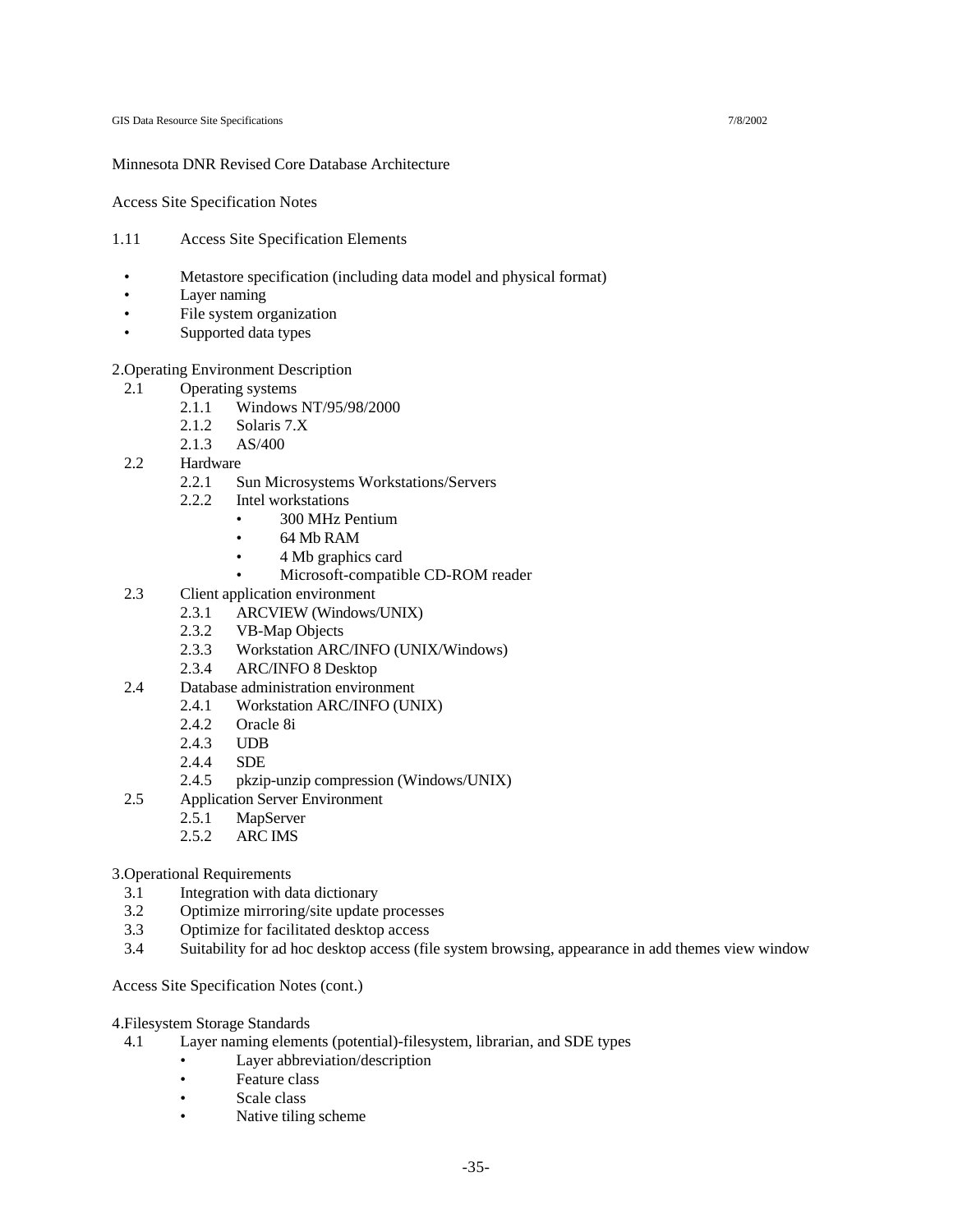Minnesota DNR Revised Core Database Architecture

Access Site Specification Notes

1.11 Access Site Specification Elements

- Metastore specification (including data model and physical format)
- Layer naming
- File system organization
- Supported data types

2.Operating Environment Description

- 2.1 Operating systems
  - 2.1.1 Windows NT/95/98/2000
  - 2.1.2 Solaris 7.X
  - 2.1.3 AS/400
- 2.2 Hardware
  - 2.2.1 Sun Microsystems Workstations/Servers
  - 2.2.2 Intel workstations
    - 300 MHz Pentium
    - 64 Mb RAM
    - 4 Mb graphics card
    - Microsoft-compatible CD-ROM reader
- 2.3 Client application environment
  - 2.3.1 ARCVIEW (Windows/UNIX)
  - 2.3.2 VB-Map Objects
  - 2.3.3 Workstation ARC/INFO (UNIX/Windows)
  - 2.3.4 ARC/INFO 8 Desktop
- 2.4 Database administration environment
  - 2.4.1 Workstation ARC/INFO (UNIX)
  - 2.4.2 Oracle 8i
  - 2.4.3 UDB
  - 2.4.4 SDE
  - 2.4.5 pkzip-unzip compression (Windows/UNIX)
- 2.5 Application Server Environment
  - 2.5.1 MapServer
  - 2.5.2 ARC IMS

3.Operational Requirements

- 3.1 Integration with data dictionary
- 3.2 Optimize mirroring/site update processes
- 3.3 Optimize for facilitated desktop access
- 3.4 Suitability for ad hoc desktop access (file system browsing, appearance in add themes view window

Access Site Specification Notes (cont.)

4.Filesystem Storage Standards

- 4.1 Layer naming elements (potential)-filesystem, librarian, and SDE types
  - Layer abbreviation/description
  - Feature class
  - Scale class
  - Native tiling scheme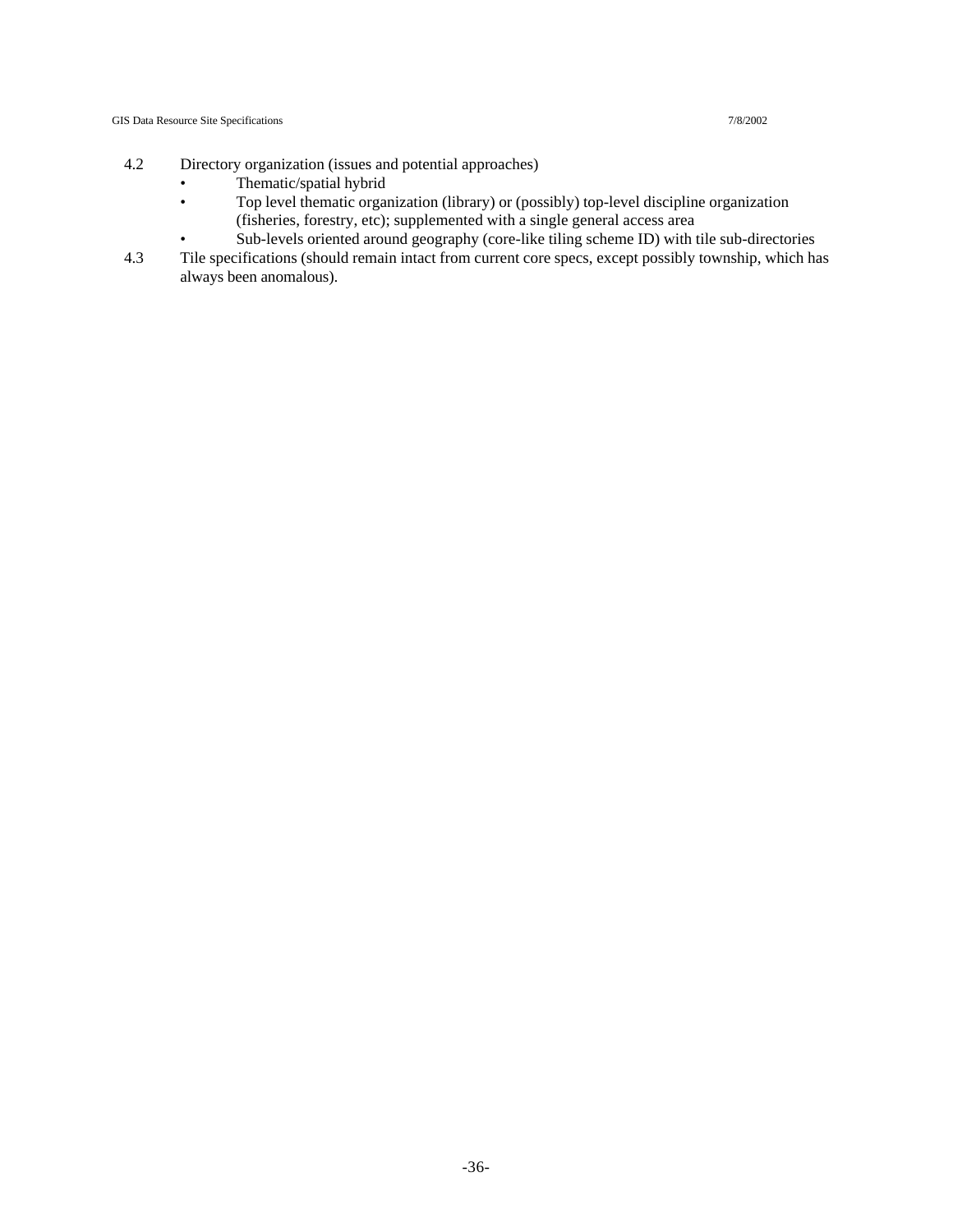4.2 Directory organization (issues and potential approaches)

- Thematic/spatial hybrid
- Top level thematic organization (library) or (possibly) top-level discipline organization (fisheries, forestry, etc); supplemented with a single general access area
- Sub-levels oriented around geography (core-like tiling scheme ID) with tile sub-directories

4.3 Tile specifications (should remain intact from current core specs, except possibly township, which has always been anomalous).